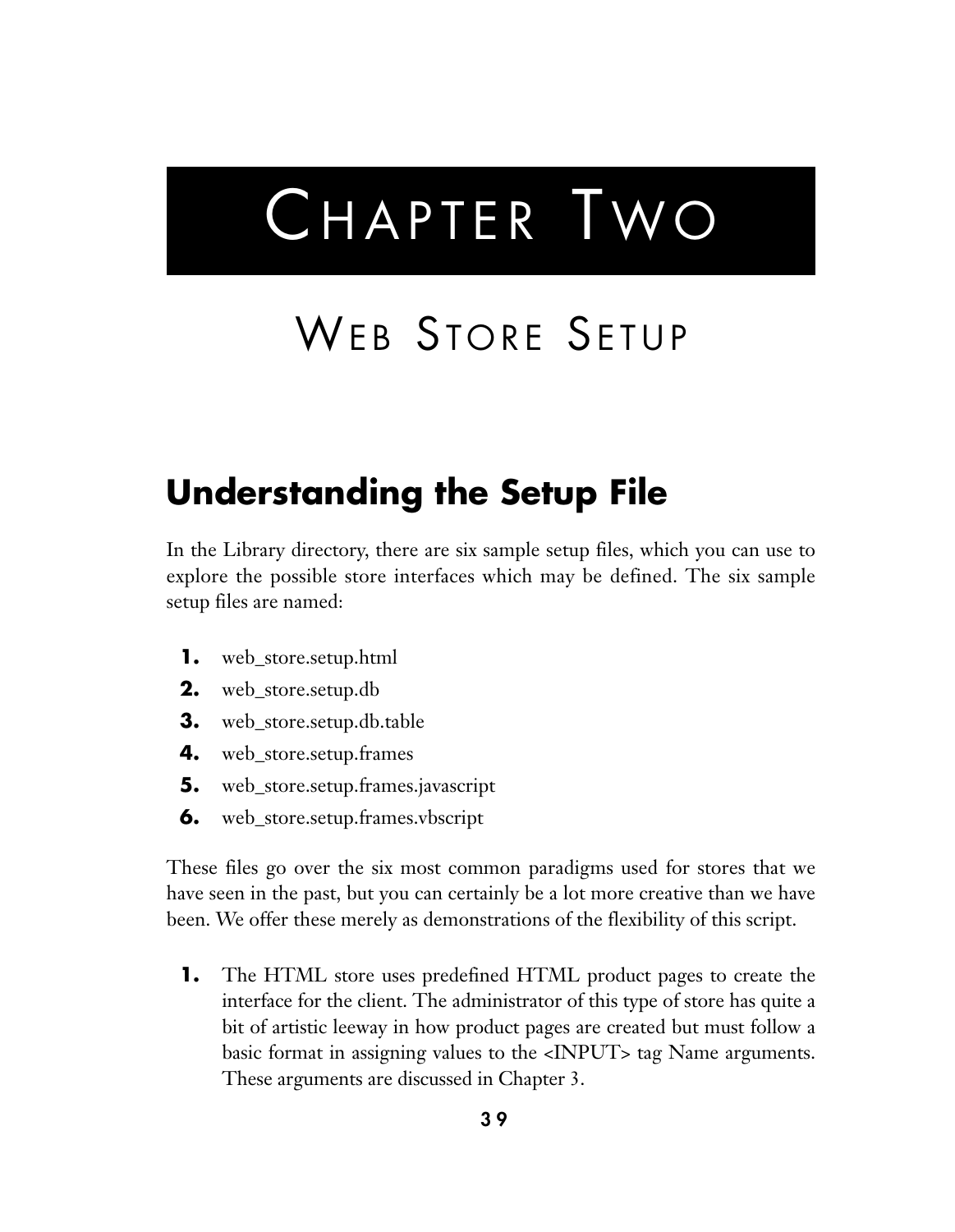# Chapter Two

# Web Store Setup

## Understanding the Setup File

In the Library directory, there are six sample setup files, which you can use to explore the possible store interfaces which may be defined. The six sample setup files are named:

1. web_store.setup.html
2. web_store.setup.db
3. web_store.setup.db.table
4. web_store.setup.frames
5. web_store.setup.frames.javascript
6. web_store.setup.frames.vbscript

These files go over the six most common paradigms used for stores that we have seen in the past, but you can certainly be a lot more creative than we have been. We offer these merely as demonstrations of the flexibility of this script.

1. The HTML store uses predefined HTML product pages to create the interface for the client. The administrator of this type of store has quite a bit of artistic leeway in how product pages are created but must follow a basic format in assigning values to the <INPUT> tag Name arguments. These arguments are discussed in Chapter 3.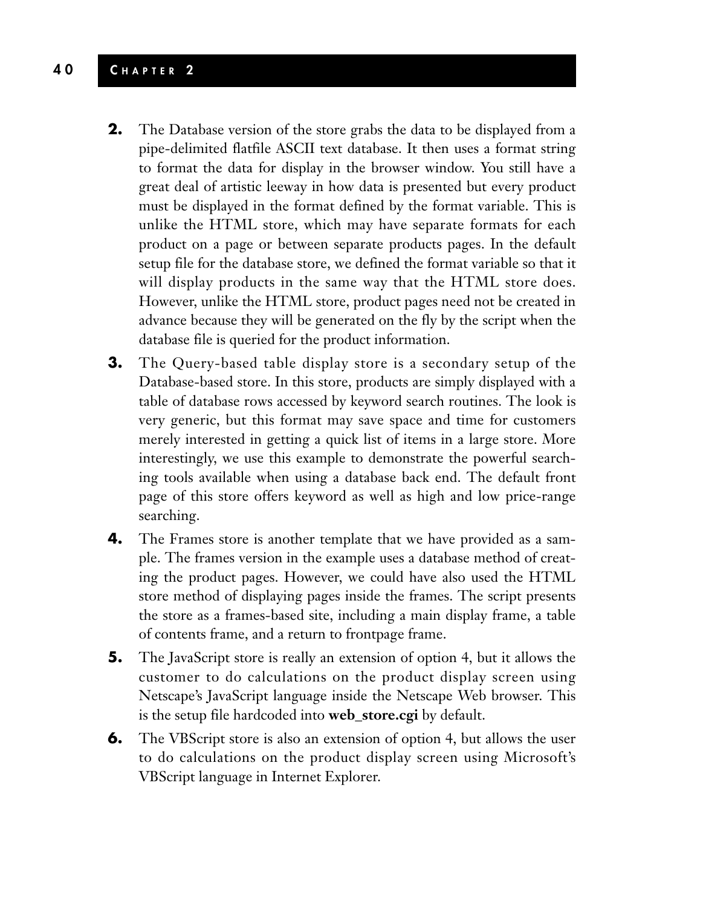2. The Database version of the store grabs the data to be displayed from a pipe-delimited flatfile ASCII text database. It then uses a format string to format the data for display in the browser window. You still have a great deal of artistic leeway in how data is presented but every product must be displayed in the format defined by the format variable. This is unlike the HTML store, which may have separate formats for each product on a page or between separate products pages. In the default setup file for the database store, we defined the format variable so that it will display products in the same way that the HTML store does. However, unlike the HTML store, product pages need not be created in advance because they will be generated on the fly by the script when the database file is queried for the product information.
3. The Query-based table display store is a secondary setup of the Database-based store. In this store, products are simply displayed with a table of database rows accessed by keyword search routines. The look is very generic, but this format may save space and time for customers merely interested in getting a quick list of items in a large store. More interestingly, we use this example to demonstrate the powerful searching tools available when using a database back end. The default front page of this store offers keyword as well as high and low price-range searching.
4. The Frames store is another template that we have provided as a sample. The frames version in the example uses a database method of creating the product pages. However, we could have also used the HTML store method of displaying pages inside the frames. The script presents the store as a frames-based site, including a main display frame, a table of contents frame, and a return to frontpage frame.
5. The JavaScript store is really an extension of option 4, but it allows the customer to do calculations on the product display screen using Netscape's JavaScript language inside the Netscape Web browser. This is the setup file hardcoded into **web_store.cgi** by default.
6. The VBScript store is also an extension of option 4, but allows the user to do calculations on the product display screen using Microsoft's VBScript language in Internet Explorer.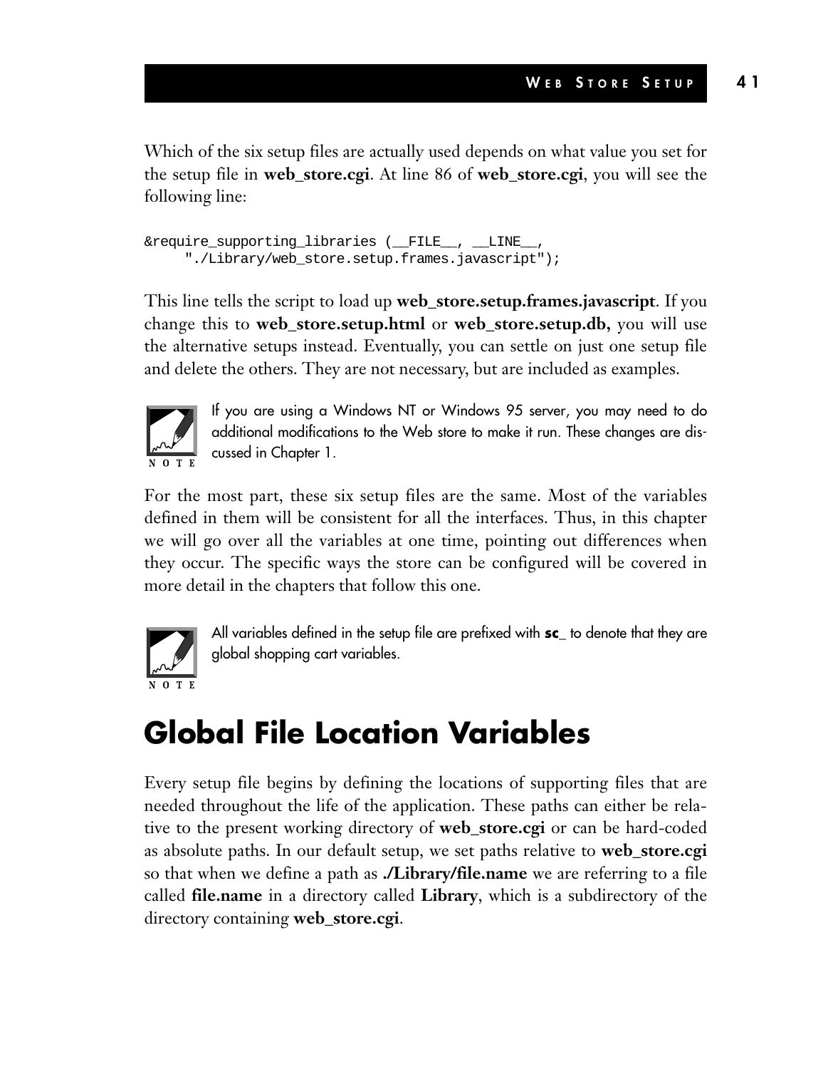Which of the six setup files are actually used depends on what value you set for the setup file in **web_store.cgi**. At line 86 of **web_store.cgi**, you will see the following line:

```
&require_supporting_libraries (__FILE__, __LINE__,
     "./Library/web_store.setup.frames.javascript");
```

This line tells the script to load up **web_store.setup.frames.javascript**. If you change this to **web_store.setup.html** or **web_store.setup.db,** you will use the alternative setups instead. Eventually, you can settle on just one setup file and delete the others. They are not necessary, but are included as examples.

> NOTE: If you are using a Windows NT or Windows 95 server, you may need to do additional modifications to the Web store to make it run. These changes are discussed in Chapter 1.

For the most part, these six setup files are the same. Most of the variables defined in them will be consistent for all the interfaces. Thus, in this chapter we will go over all the variables at one time, pointing out differences when they occur. The specific ways the store can be configured will be covered in more detail in the chapters that follow this one.

> NOTE: All variables defined in the setup file are prefixed with **sc_** to denote that they are global shopping cart variables.

# Global File Location Variables

Every setup file begins by defining the locations of supporting files that are needed throughout the life of the application. These paths can either be relative to the present working directory of **web_store.cgi** or can be hard-coded as absolute paths. In our default setup, we set paths relative to **web_store.cgi** so that when we define a path as **./Library/file.name** we are referring to a file called **file.name** in a directory called **Library**, which is a subdirectory of the directory containing **web_store.cgi**.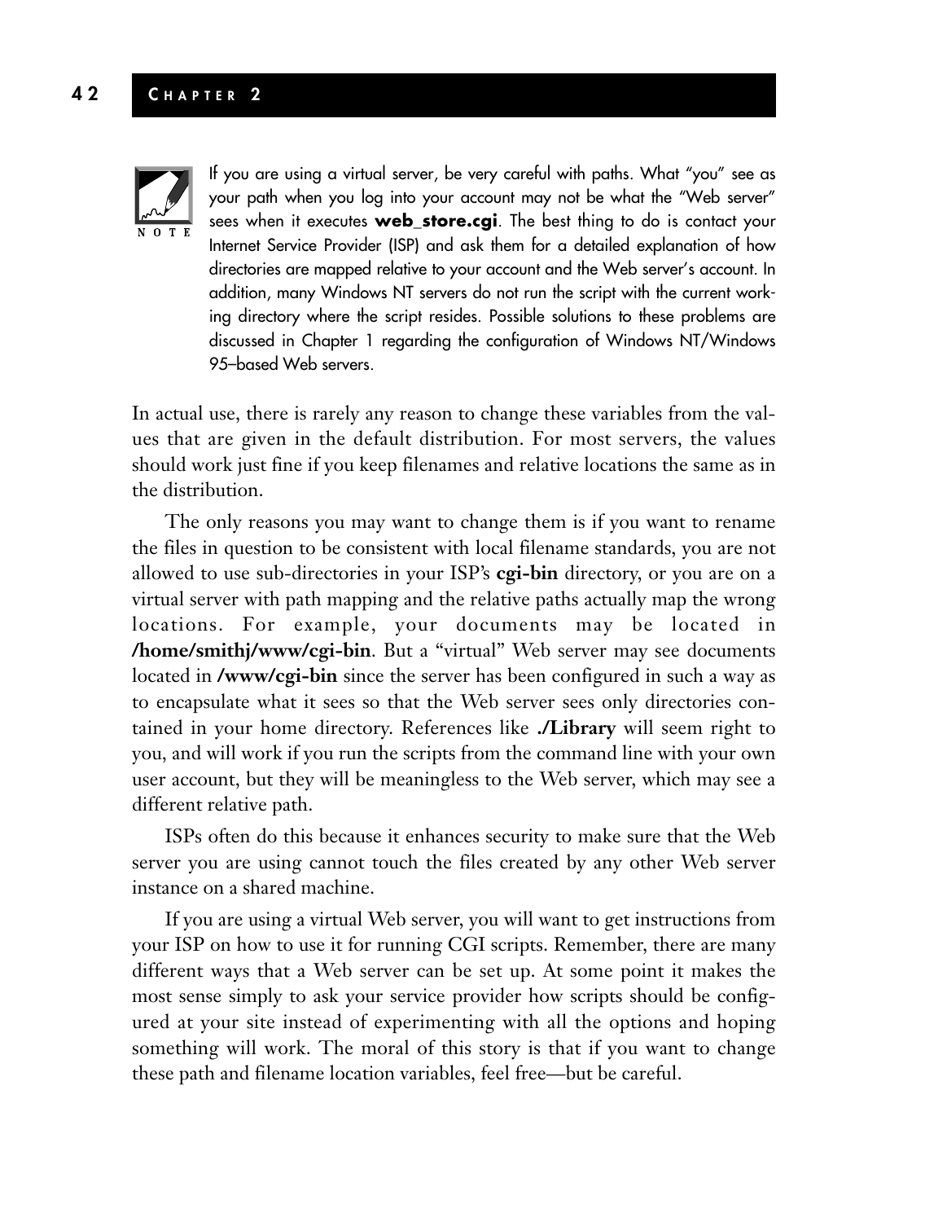> **NOTE:** If you are using a virtual server, be very careful with paths. What "you" see as your path when you log into your account may not be what the "Web server" sees when it executes **web_store.cgi**. The best thing to do is contact your Internet Service Provider (ISP) and ask them for a detailed explanation of how directories are mapped relative to your account and the Web server's account. In addition, many Windows NT servers do not run the script with the current working directory where the script resides. Possible solutions to these problems are discussed in Chapter 1 regarding the configuration of Windows NT/Windows 95–based Web servers.

In actual use, there is rarely any reason to change these variables from the values that are given in the default distribution. For most servers, the values should work just fine if you keep filenames and relative locations the same as in the distribution.

The only reasons you may want to change them is if you want to rename the files in question to be consistent with local filename standards, you are not allowed to use sub-directories in your ISP's **cgi-bin** directory, or you are on a virtual server with path mapping and the relative paths actually map the wrong locations. For example, your documents may be located in **/home/smithj/www/cgi-bin**. But a "virtual" Web server may see documents located in **/www/cgi-bin** since the server has been configured in such a way as to encapsulate what it sees so that the Web server sees only directories contained in your home directory. References like **./Library** will seem right to you, and will work if you run the scripts from the command line with your own user account, but they will be meaningless to the Web server, which may see a different relative path.

ISPs often do this because it enhances security to make sure that the Web server you are using cannot touch the files created by any other Web server instance on a shared machine.

If you are using a virtual Web server, you will want to get instructions from your ISP on how to use it for running CGI scripts. Remember, there are many different ways that a Web server can be set up. At some point it makes the most sense simply to ask your service provider how scripts should be configured at your site instead of experimenting with all the options and hoping something will work. The moral of this story is that if you want to change these path and filename location variables, feel free—but be careful.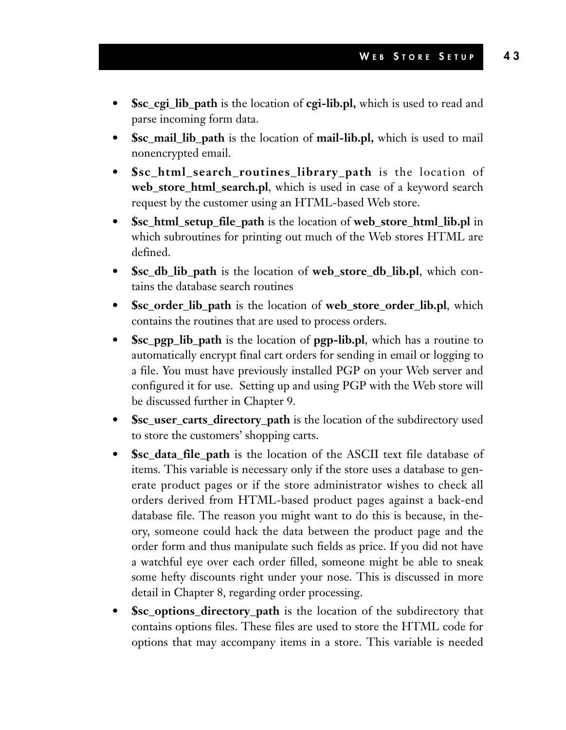- **$sc_cgi_lib_path** is the location of **cgi-lib.pl,** which is used to read and parse incoming form data.
- **$sc_mail_lib_path** is the location of **mail-lib.pl,** which is used to mail nonencrypted email.
- **$sc_html_search_routines_library_path** is the location of **web_store_html_search.pl**, which is used in case of a keyword search request by the customer using an HTML-based Web store.
- **$sc_html_setup_file_path** is the location of **web_store_html_lib.pl** in which subroutines for printing out much of the Web stores HTML are defined.
- **$sc_db_lib_path** is the location of **web_store_db_lib.pl**, which contains the database search routines
- **$sc_order_lib_path** is the location of **web_store_order_lib.pl**, which contains the routines that are used to process orders.
- **$sc_pgp_lib_path** is the location of **pgp-lib.pl**, which has a routine to automatically encrypt final cart orders for sending in email or logging to a file. You must have previously installed PGP on your Web server and configured it for use. Setting up and using PGP with the Web store will be discussed further in Chapter 9.
- **$sc_user_carts_directory_path** is the location of the subdirectory used to store the customers' shopping carts.
- **$sc_data_file_path** is the location of the ASCII text file database of items. This variable is necessary only if the store uses a database to generate product pages or if the store administrator wishes to check all orders derived from HTML-based product pages against a back-end database file. The reason you might want to do this is because, in theory, someone could hack the data between the product page and the order form and thus manipulate such fields as price. If you did not have a watchful eye over each order filled, someone might be able to sneak some hefty discounts right under your nose. This is discussed in more detail in Chapter 8, regarding order processing.
- **$sc_options_directory_path** is the location of the subdirectory that contains options files. These files are used to store the HTML code for options that may accompany items in a store. This variable is needed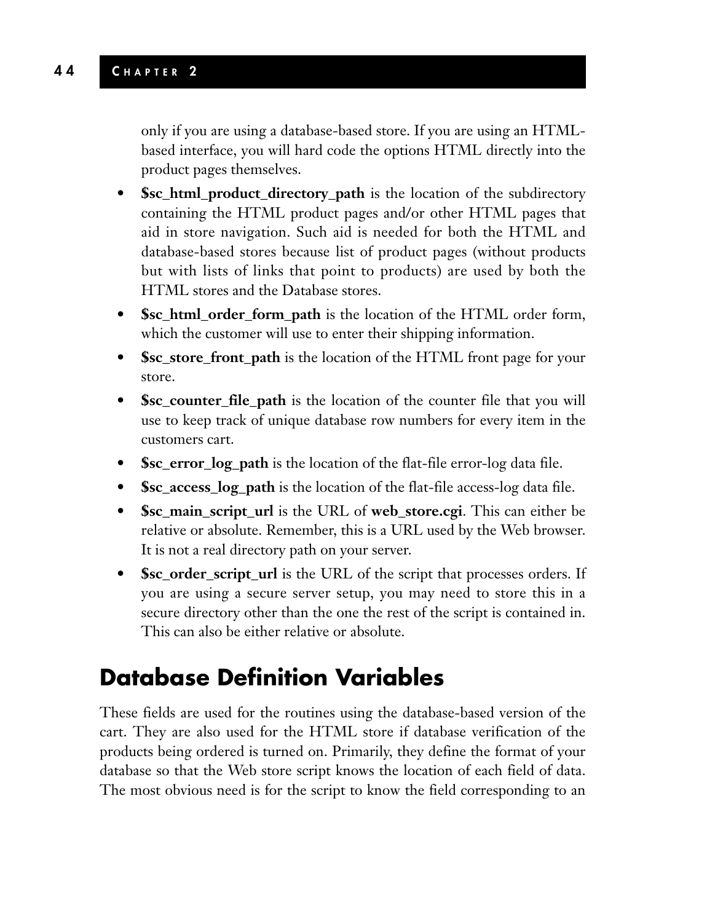only if you are using a database-based store. If you are using an HTML-based interface, you will hard code the options HTML directly into the product pages themselves.

- **$sc_html_product_directory_path** is the location of the subdirectory containing the HTML product pages and/or other HTML pages that aid in store navigation. Such aid is needed for both the HTML and database-based stores because list of product pages (without products but with lists of links that point to products) are used by both the HTML stores and the Database stores.
- **$sc_html_order_form_path** is the location of the HTML order form, which the customer will use to enter their shipping information.
- **$sc_store_front_path** is the location of the HTML front page for your store.
- **$sc_counter_file_path** is the location of the counter file that you will use to keep track of unique database row numbers for every item in the customers cart.
- **$sc_error_log_path** is the location of the flat-file error-log data file.
- **$sc_access_log_path** is the location of the flat-file access-log data file.
- **$sc_main_script_url** is the URL of **web_store.cgi**. This can either be relative or absolute. Remember, this is a URL used by the Web browser. It is not a real directory path on your server.
- **$sc_order_script_url** is the URL of the script that processes orders. If you are using a secure server setup, you may need to store this in a secure directory other than the one the rest of the script is contained in. This can also be either relative or absolute.

## Database Definition Variables

These fields are used for the routines using the database-based version of the cart. They are also used for the HTML store if database verification of the products being ordered is turned on. Primarily, they define the format of your database so that the Web store script knows the location of each field of data. The most obvious need is for the script to know the field corresponding to an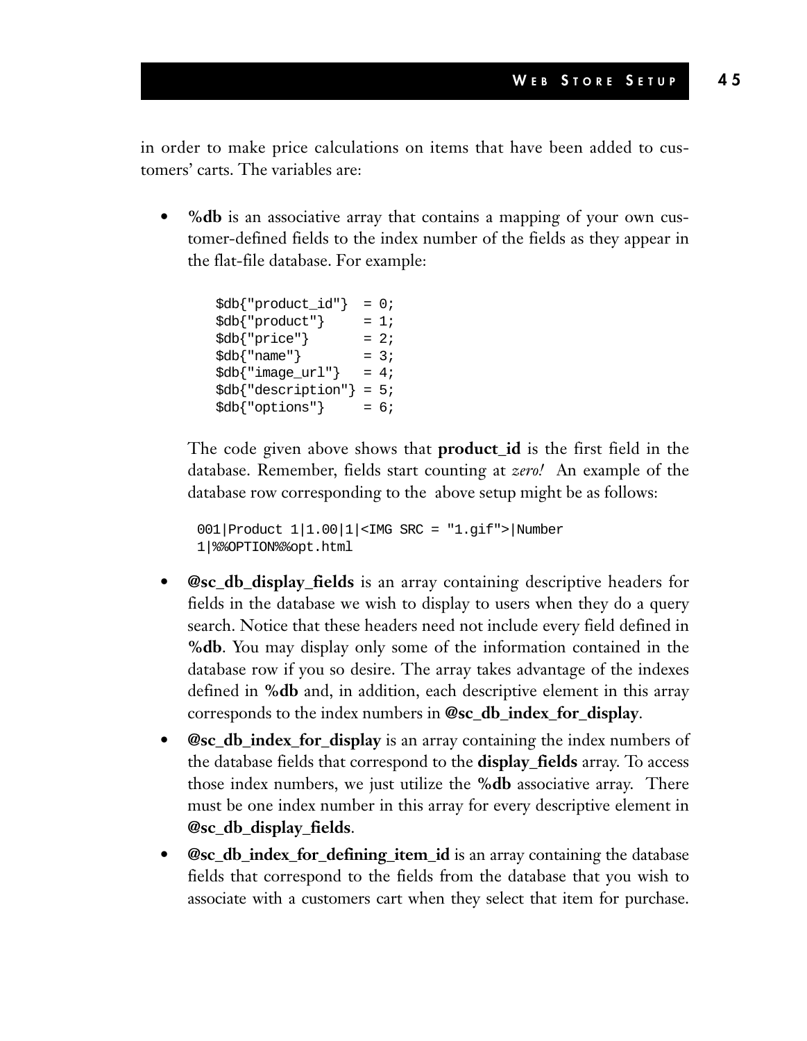in order to make price calculations on items that have been added to customers' carts. The variables are:

- **%db** is an associative array that contains a mapping of your own customer-defined fields to the index number of the fields as they appear in the flat-file database. For example:

  ```
  $db{"product_id"}  = 0;
  $db{"product"}     = 1;
  $db{"price"}       = 2;
  $db{"name"}        = 3;
  $db{"image_url"}   = 4;
  $db{"description"} = 5;
  $db{"options"}     = 6;
  ```

  The code given above shows that **product_id** is the first field in the database. Remember, fields start counting at *zero!* An example of the database row corresponding to the above setup might be as follows:

  ```
  001|Product 1|1.00|1|<IMG SRC = "1.gif">|Number
  1|%%OPTION%%opt.html
  ```

- **@sc_db_display_fields** is an array containing descriptive headers for fields in the database we wish to display to users when they do a query search. Notice that these headers need not include every field defined in **%db**. You may display only some of the information contained in the database row if you so desire. The array takes advantage of the indexes defined in **%db** and, in addition, each descriptive element in this array corresponds to the index numbers in **@sc_db_index_for_display**.
- **@sc_db_index_for_display** is an array containing the index numbers of the database fields that correspond to the **display_fields** array. To access those index numbers, we just utilize the **%db** associative array. There must be one index number in this array for every descriptive element in **@sc_db_display_fields**.
- **@sc_db_index_for_defining_item_id** is an array containing the database fields that correspond to the fields from the database that you wish to associate with a customers cart when they select that item for purchase.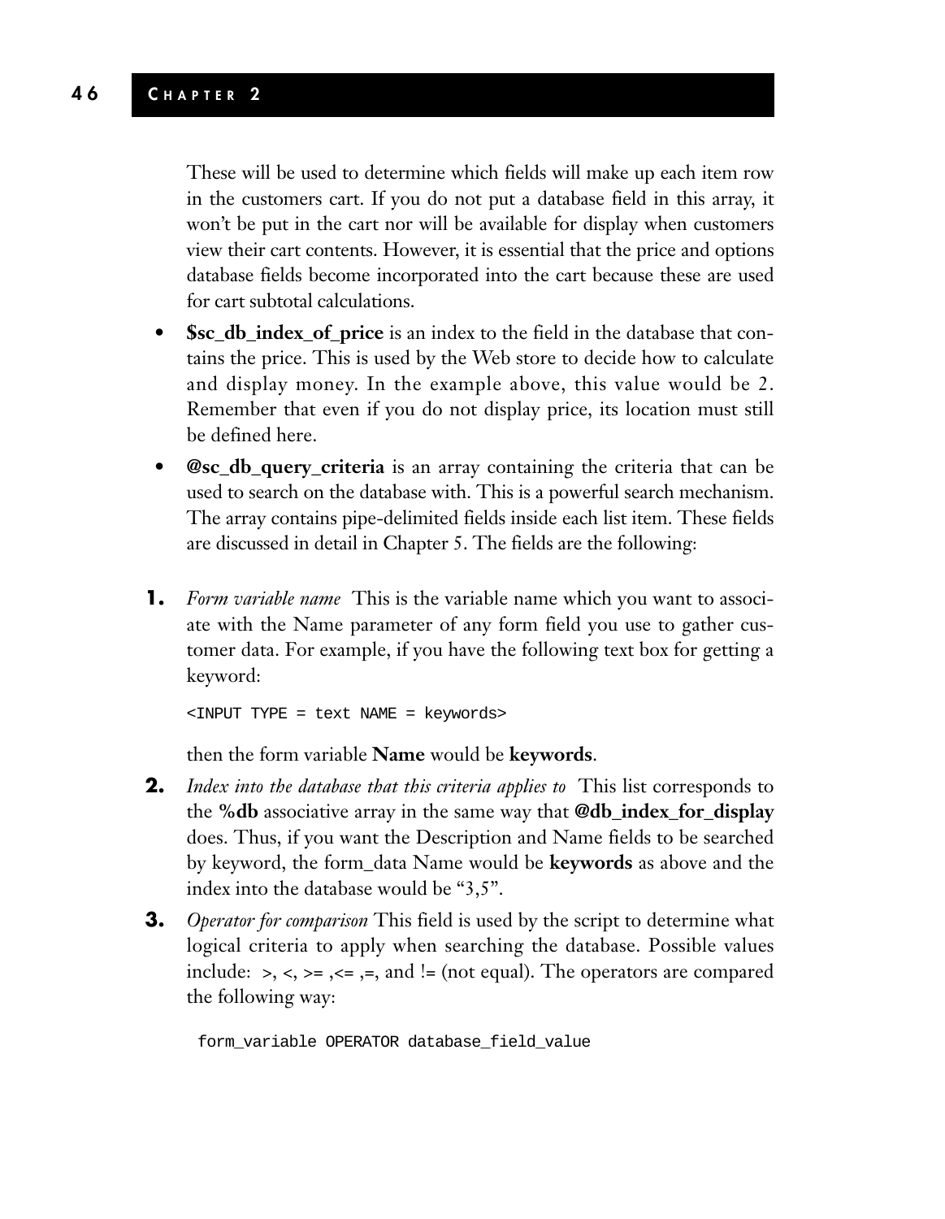These will be used to determine which fields will make up each item row in the customers cart. If you do not put a database field in this array, it won't be put in the cart nor will be available for display when customers view their cart contents. However, it is essential that the price and options database fields become incorporated into the cart because these are used for cart subtotal calculations.

- **$sc_db_index_of_price** is an index to the field in the database that contains the price. This is used by the Web store to decide how to calculate and display money. In the example above, this value would be 2. Remember that even if you do not display price, its location must still be defined here.
- **@sc_db_query_criteria** is an array containing the criteria that can be used to search on the database with. This is a powerful search mechanism. The array contains pipe-delimited fields inside each list item. These fields are discussed in detail in Chapter 5. The fields are the following:

1. *Form variable name* This is the variable name which you want to associate with the Name parameter of any form field you use to gather customer data. For example, if you have the following text box for getting a keyword:

   ```
   <INPUT TYPE = text NAME = keywords>
   ```

   then the form variable **Name** would be **keywords**.

2. *Index into the database that this criteria applies to* This list corresponds to the **%db** associative array in the same way that **@db_index_for_display** does. Thus, if you want the Description and Name fields to be searched by keyword, the form_data Name would be **keywords** as above and the index into the database would be "3,5".

3. *Operator for comparison* This field is used by the script to determine what logical criteria to apply when searching the database. Possible values include: >, <, >= ,<= ,=, and != (not equal). The operators are compared the following way:

   ```
   form_variable OPERATOR database_field_value
   ```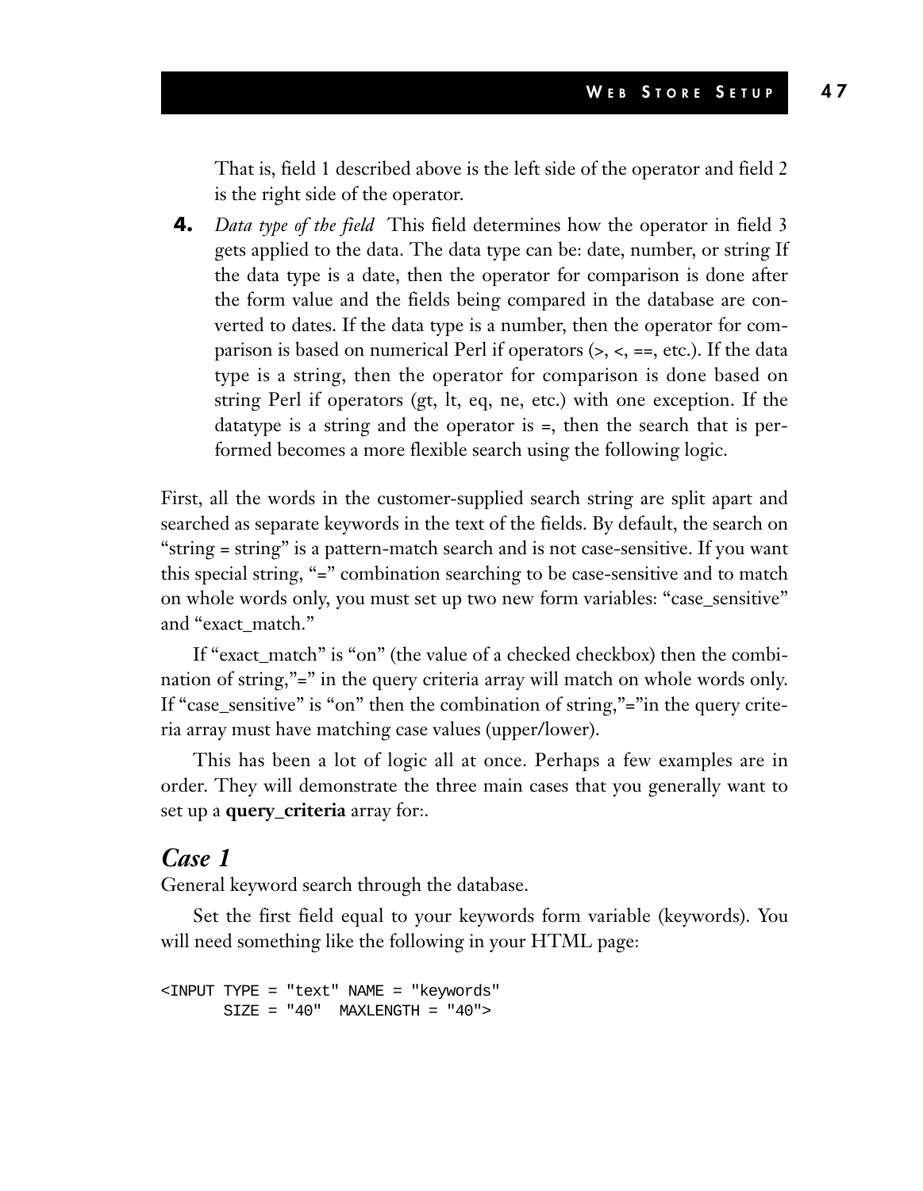That is, field 1 described above is the left side of the operator and field 2 is the right side of the operator.

4. *Data type of the field* This field determines how the operator in field 3 gets applied to the data. The data type can be: date, number, or string If the data type is a date, then the operator for comparison is done after the form value and the fields being compared in the database are converted to dates. If the data type is a number, then the operator for comparison is based on numerical Perl if operators (>, <, ==, etc.). If the data type is a string, then the operator for comparison is done based on string Perl if operators (gt, lt, eq, ne, etc.) with one exception. If the datatype is a string and the operator is =, then the search that is performed becomes a more flexible search using the following logic.

First, all the words in the customer-supplied search string are split apart and searched as separate keywords in the text of the fields. By default, the search on "string = string" is a pattern-match search and is not case-sensitive. If you want this special string, "=" combination searching to be case-sensitive and to match on whole words only, you must set up two new form variables: "case_sensitive" and "exact_match."

If "exact_match" is "on" (the value of a checked checkbox) then the combination of string,"=" in the query criteria array will match on whole words only. If "case_sensitive" is "on" then the combination of string,"="in the query criteria array must have matching case values (upper/lower).

This has been a lot of logic all at once. Perhaps a few examples are in order. They will demonstrate the three main cases that you generally want to set up a **query_criteria** array for:.

### *Case 1*

General keyword search through the database.

Set the first field equal to your keywords form variable (keywords). You will need something like the following in your HTML page:

```
<INPUT TYPE = "text" NAME = "keywords"
       SIZE = "40"  MAXLENGTH = "40">
```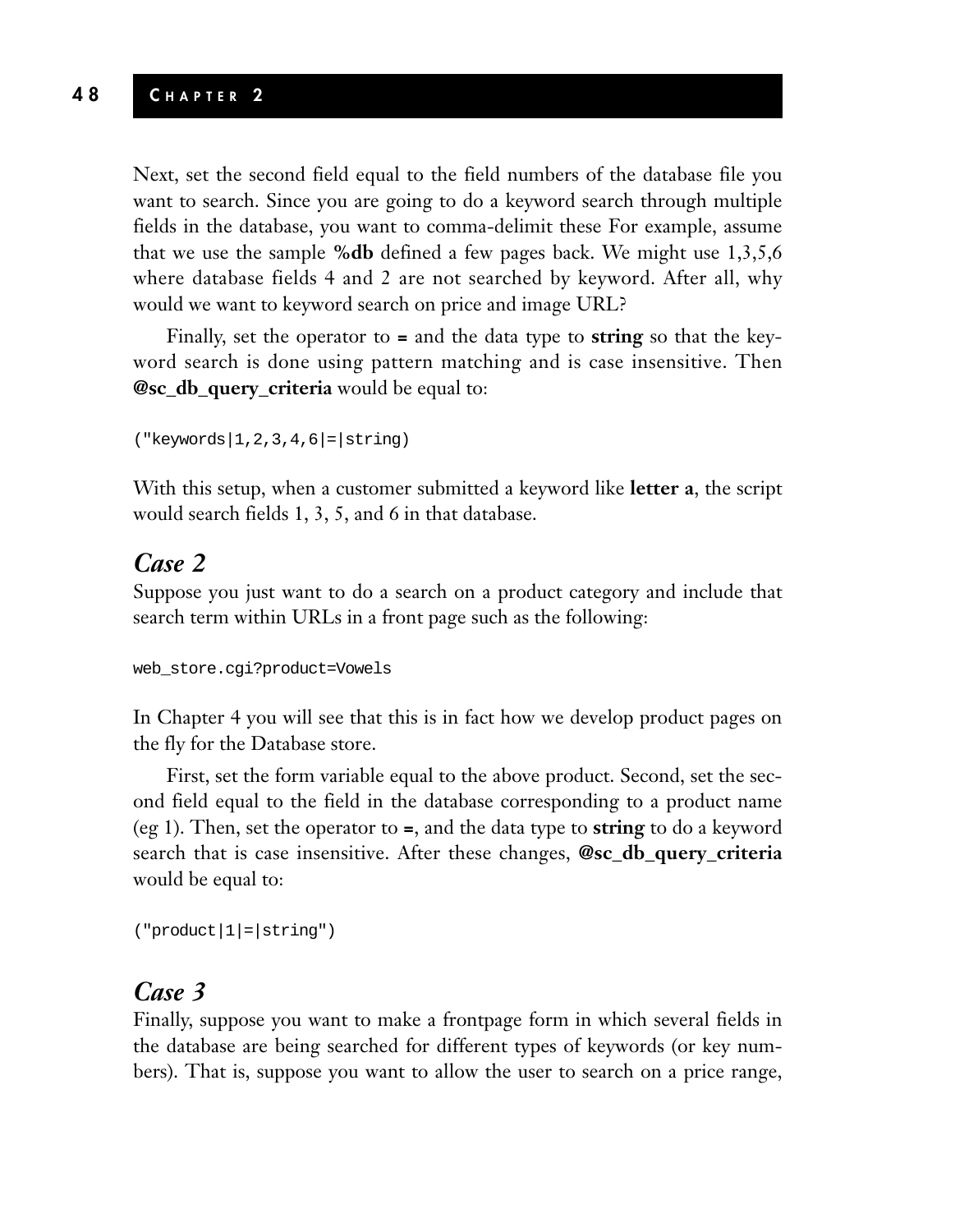Next, set the second field equal to the field numbers of the database file you want to search. Since you are going to do a keyword search through multiple fields in the database, you want to comma-delimit these For example, assume that we use the sample **%db** defined a few pages back. We might use 1,3,5,6 where database fields 4 and 2 are not searched by keyword. After all, why would we want to keyword search on price and image URL?

Finally, set the operator to **=** and the data type to **string** so that the keyword search is done using pattern matching and is case insensitive. Then **@sc_db_query_criteria** would be equal to:

```
("keywords|1,2,3,4,6|=|string)
```

With this setup, when a customer submitted a keyword like **letter a**, the script would search fields 1, 3, 5, and 6 in that database.

## *Case 2*

Suppose you just want to do a search on a product category and include that search term within URLs in a front page such as the following:

```
web_store.cgi?product=Vowels
```

In Chapter 4 you will see that this is in fact how we develop product pages on the fly for the Database store.

First, set the form variable equal to the above product. Second, set the second field equal to the field in the database corresponding to a product name (eg 1). Then, set the operator to **=**, and the data type to **string** to do a keyword search that is case insensitive. After these changes, **@sc_db_query_criteria** would be equal to:

```
("product|1|=|string")
```

## *Case 3*

Finally, suppose you want to make a frontpage form in which several fields in the database are being searched for different types of keywords (or key numbers). That is, suppose you want to allow the user to search on a price range,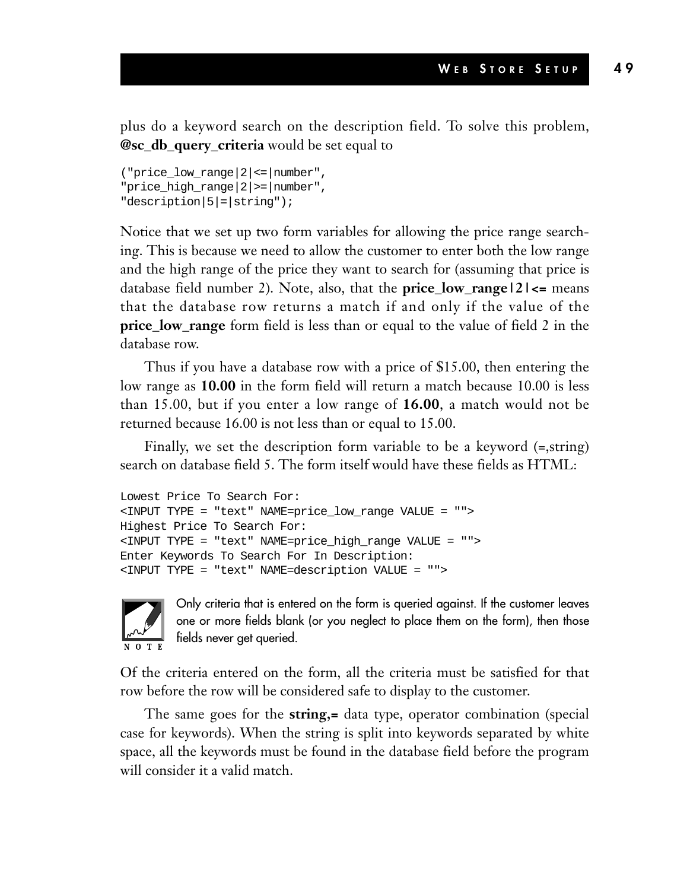plus do a keyword search on the description field. To solve this problem, **@sc_db_query_criteria** would be set equal to

```
("price_low_range|2|<=|number",
"price_high_range|2|>=|number",
"description|5|=|string");
```

Notice that we set up two form variables for allowing the price range searching. This is because we need to allow the customer to enter both the low range and the high range of the price they want to search for (assuming that price is database field number 2). Note, also, that the **price_low_range|2|<=** means that the database row returns a match if and only if the value of the **price_low_range** form field is less than or equal to the value of field 2 in the database row.

Thus if you have a database row with a price of $15.00, then entering the low range as **10.00** in the form field will return a match because 10.00 is less than 15.00, but if you enter a low range of **16.00**, a match would not be returned because 16.00 is not less than or equal to 15.00.

Finally, we set the description form variable to be a keyword (=,string) search on database field 5. The form itself would have these fields as HTML:

```
Lowest Price To Search For:
<INPUT TYPE = "text" NAME=price_low_range VALUE = "">
Highest Price To Search For:
<INPUT TYPE = "text" NAME=price_high_range VALUE = "">
Enter Keywords To Search For In Description:
<INPUT TYPE = "text" NAME=description VALUE = "">
```

NOTE

Only criteria that is entered on the form is queried against. If the customer leaves one or more fields blank (or you neglect to place them on the form), then those fields never get queried.

Of the criteria entered on the form, all the criteria must be satisfied for that row before the row will be considered safe to display to the customer.

The same goes for the **string,=** data type, operator combination (special case for keywords). When the string is split into keywords separated by white space, all the keywords must be found in the database field before the program will consider it a valid match.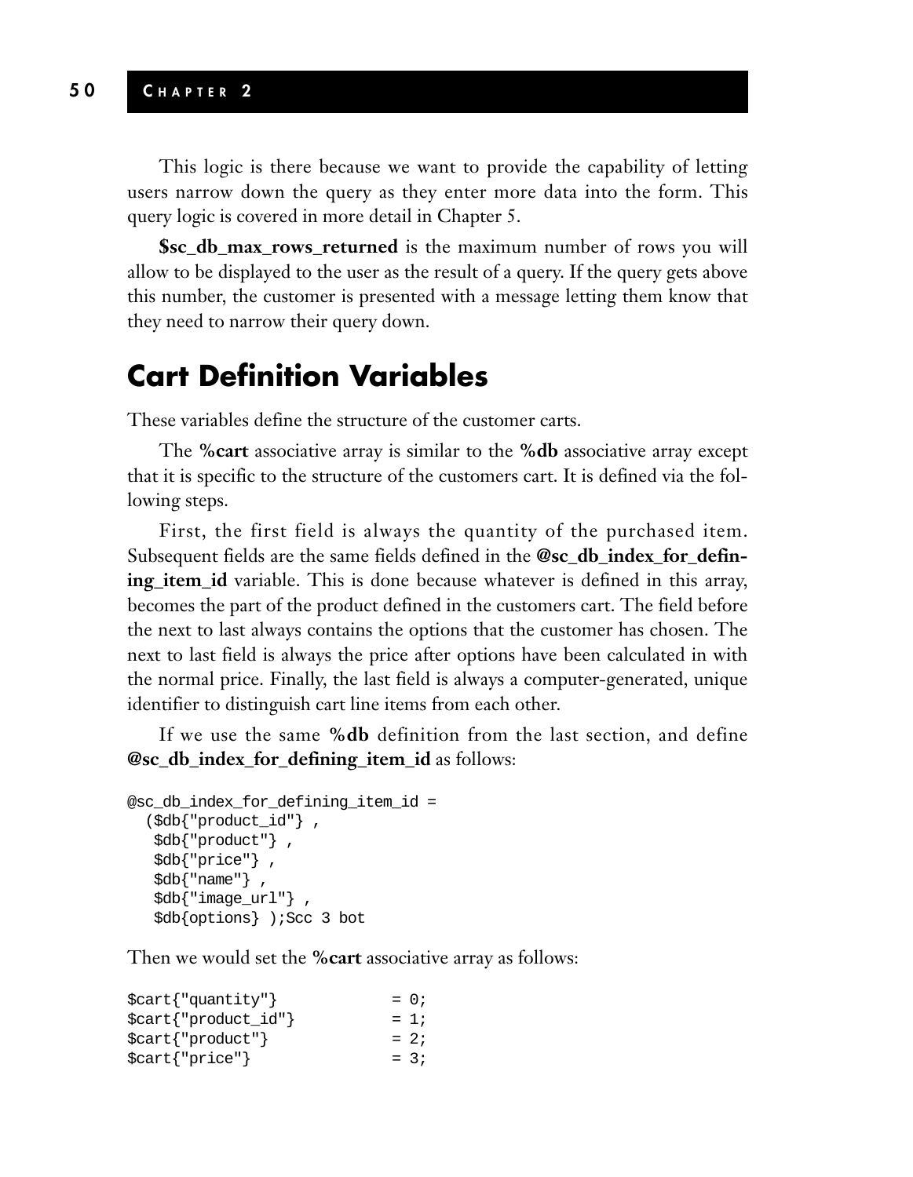This logic is there because we want to provide the capability of letting users narrow down the query as they enter more data into the form. This query logic is covered in more detail in Chapter 5.

**$sc_db_max_rows_returned** is the maximum number of rows you will allow to be displayed to the user as the result of a query. If the query gets above this number, the customer is presented with a message letting them know that they need to narrow their query down.

## Cart Definition Variables

These variables define the structure of the customer carts.

The **%cart** associative array is similar to the **%db** associative array except that it is specific to the structure of the customers cart. It is defined via the following steps.

First, the first field is always the quantity of the purchased item. Subsequent fields are the same fields defined in the **@sc_db_index_for_defining_item_id** variable. This is done because whatever is defined in this array, becomes the part of the product defined in the customers cart. The field before the next to last always contains the options that the customer has chosen. The next to last field is always the price after options have been calculated in with the normal price. Finally, the last field is always a computer-generated, unique identifier to distinguish cart line items from each other.

If we use the same **%db** definition from the last section, and define **@sc_db_index_for_defining_item_id** as follows:

```
@sc_db_index_for_defining_item_id =
  ($db{"product_id"} ,
   $db{"product"} ,
   $db{"price"} ,
   $db{"name"} ,
   $db{"image_url"} ,
   $db{options} );Scc 3 bot
```

Then we would set the **%cart** associative array as follows:

```
$cart{"quantity"}            = 0;
$cart{"product_id"}          = 1;
$cart{"product"}             = 2;
$cart{"price"}               = 3;
```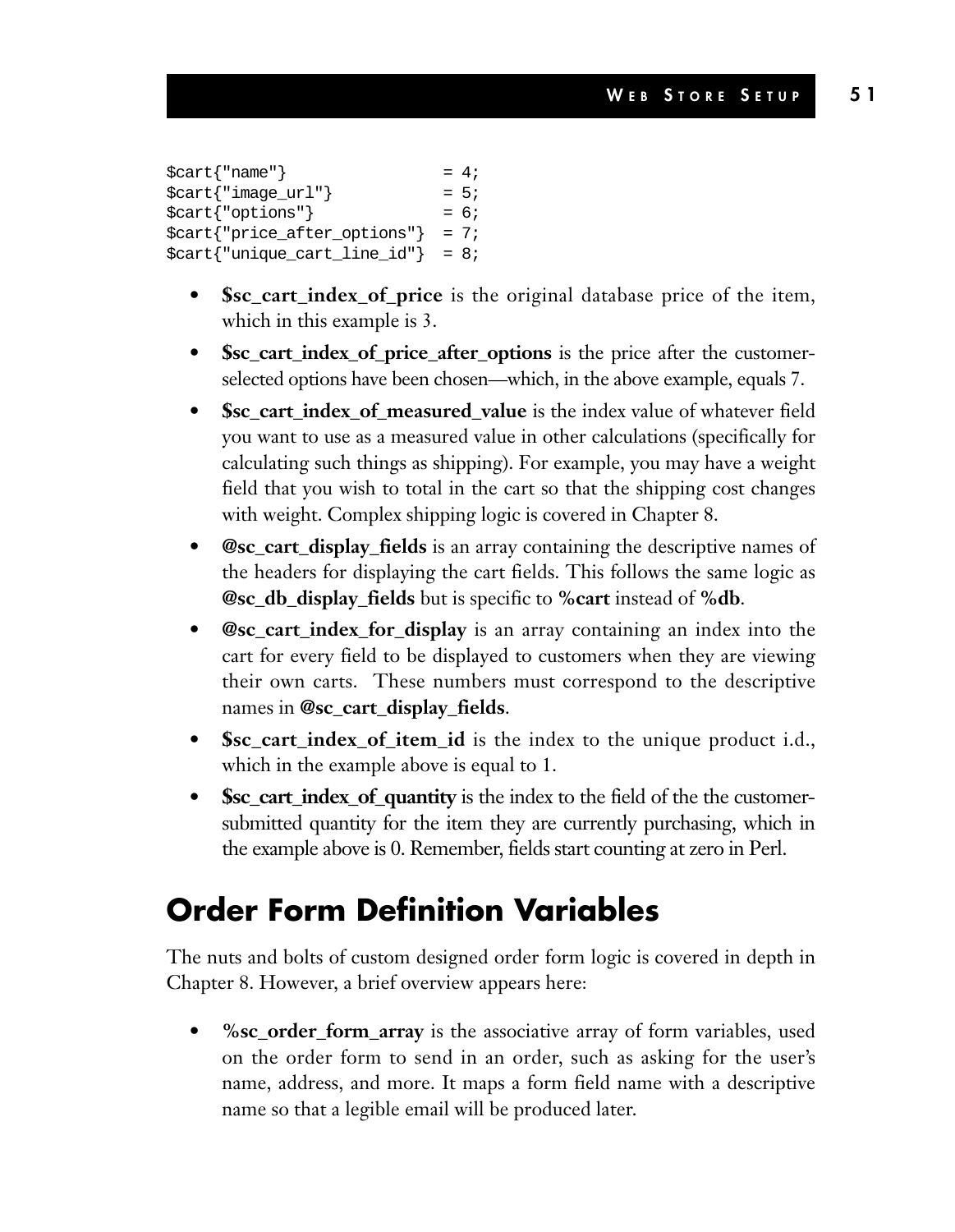```
$cart{"name"}                   = 4;
$cart{"image_url"}              = 5;
$cart{"options"}                = 6;
$cart{"price_after_options"}    = 7;
$cart{"unique_cart_line_id"}    = 8;
```

- **$sc_cart_index_of_price** is the original database price of the item, which in this example is 3.
- **$sc_cart_index_of_price_after_options** is the price after the customer-selected options have been chosen—which, in the above example, equals 7.
- **$sc_cart_index_of_measured_value** is the index value of whatever field you want to use as a measured value in other calculations (specifically for calculating such things as shipping). For example, you may have a weight field that you wish to total in the cart so that the shipping cost changes with weight. Complex shipping logic is covered in Chapter 8.
- **@sc_cart_display_fields** is an array containing the descriptive names of the headers for displaying the cart fields. This follows the same logic as **@sc_db_display_fields** but is specific to **%cart** instead of **%db**.
- **@sc_cart_index_for_display** is an array containing an index into the cart for every field to be displayed to customers when they are viewing their own carts. These numbers must correspond to the descriptive names in **@sc_cart_display_fields**.
- **$sc_cart_index_of_item_id** is the index to the unique product i.d., which in the example above is equal to 1.
- **$sc_cart_index_of_quantity** is the index to the field of the the customer-submitted quantity for the item they are currently purchasing, which in the example above is 0. Remember, fields start counting at zero in Perl.

## Order Form Definition Variables

The nuts and bolts of custom designed order form logic is covered in depth in Chapter 8. However, a brief overview appears here:

- **%sc_order_form_array** is the associative array of form variables, used on the order form to send in an order, such as asking for the user's name, address, and more. It maps a form field name with a descriptive name so that a legible email will be produced later.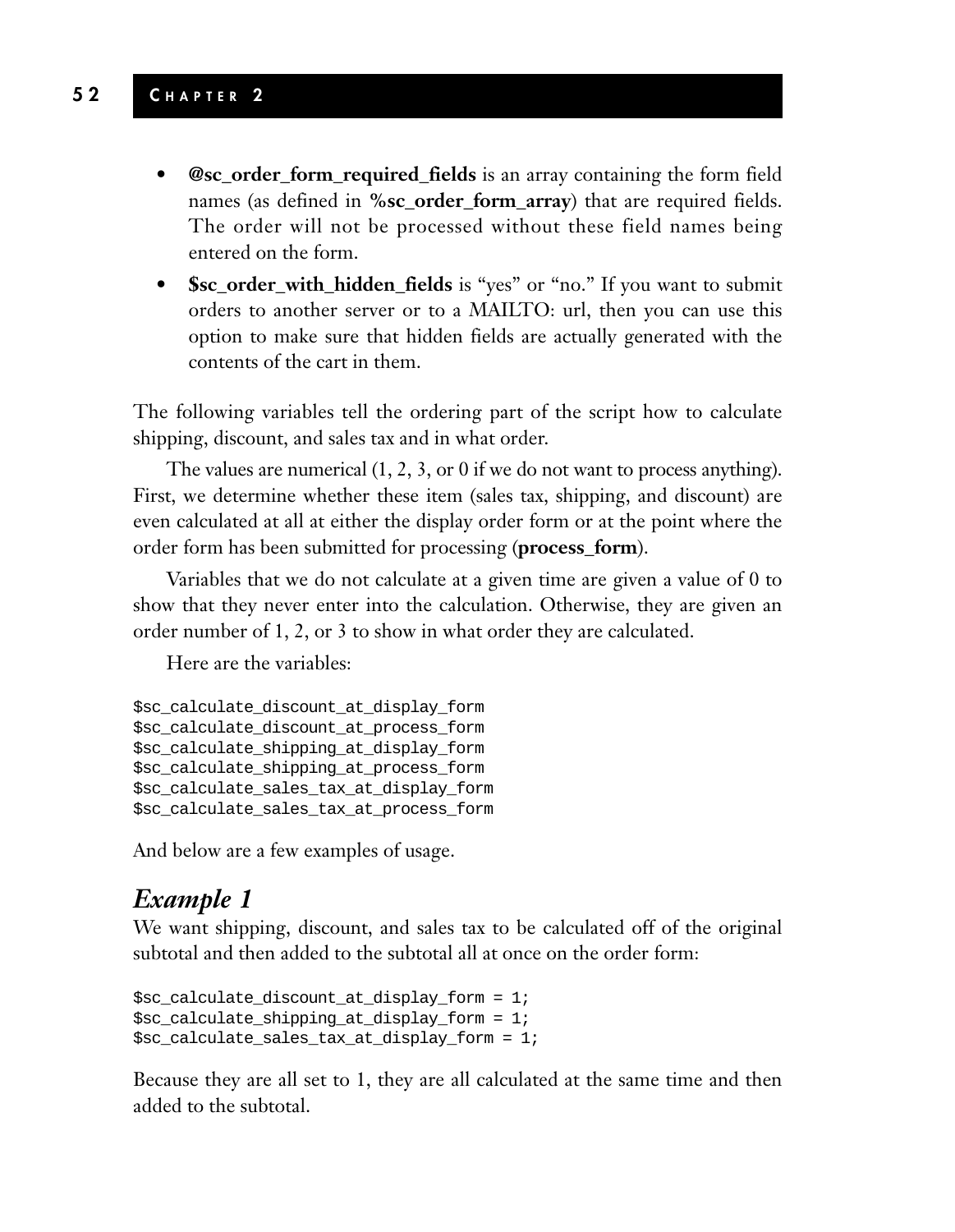- **@sc_order_form_required_fields** is an array containing the form field names (as defined in **%sc_order_form_array**) that are required fields. The order will not be processed without these field names being entered on the form.
- **$sc_order_with_hidden_fields** is "yes" or "no." If you want to submit orders to another server or to a MAILTO: url, then you can use this option to make sure that hidden fields are actually generated with the contents of the cart in them.

The following variables tell the ordering part of the script how to calculate shipping, discount, and sales tax and in what order.

The values are numerical (1, 2, 3, or 0 if we do not want to process anything). First, we determine whether these item (sales tax, shipping, and discount) are even calculated at all at either the display order form or at the point where the order form has been submitted for processing (**process_form**).

Variables that we do not calculate at a given time are given a value of 0 to show that they never enter into the calculation. Otherwise, they are given an order number of 1, 2, or 3 to show in what order they are calculated.

Here are the variables:

```
$sc_calculate_discount_at_display_form
$sc_calculate_discount_at_process_form
$sc_calculate_shipping_at_display_form
$sc_calculate_shipping_at_process_form
$sc_calculate_sales_tax_at_display_form
$sc_calculate_sales_tax_at_process_form
```

And below are a few examples of usage.

## *Example 1*

We want shipping, discount, and sales tax to be calculated off of the original subtotal and then added to the subtotal all at once on the order form:

```
$sc_calculate_discount_at_display_form = 1;
$sc_calculate_shipping_at_display_form = 1;
$sc_calculate_sales_tax_at_display_form = 1;
```

Because they are all set to 1, they are all calculated at the same time and then added to the subtotal.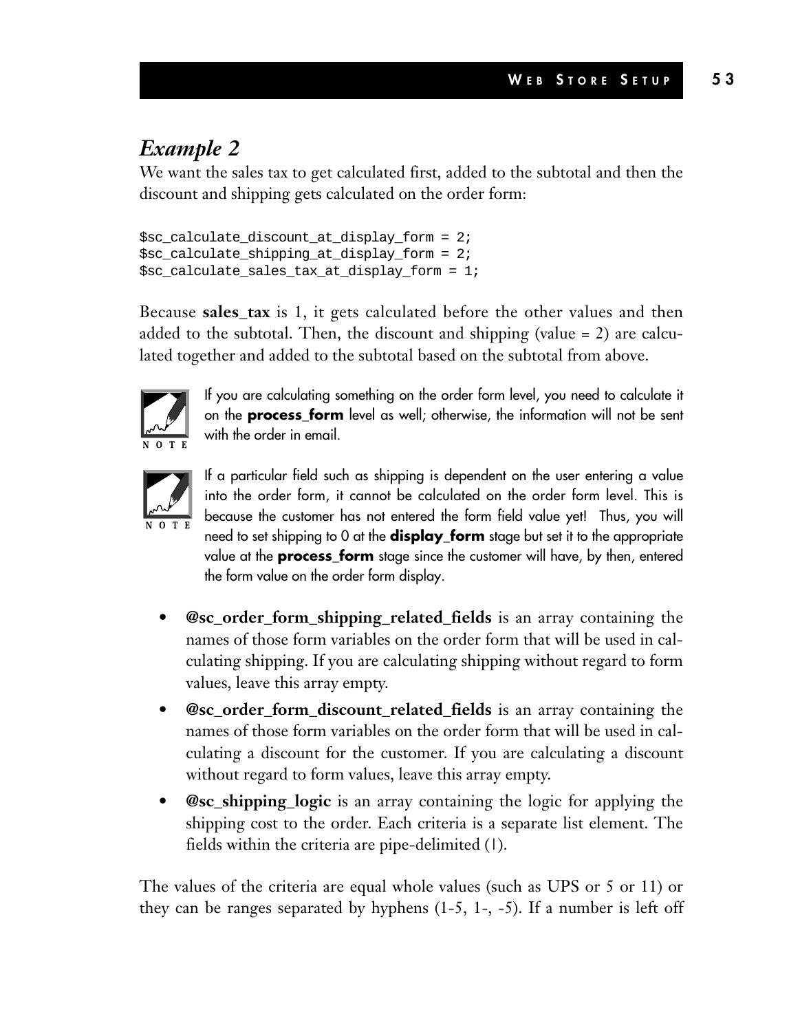## *Example 2*

We want the sales tax to get calculated first, added to the subtotal and then the discount and shipping gets calculated on the order form:

```
$sc_calculate_discount_at_display_form = 2;
$sc_calculate_shipping_at_display_form = 2;
$sc_calculate_sales_tax_at_display_form = 1;
```

Because **sales_tax** is 1, it gets calculated before the other values and then added to the subtotal. Then, the discount and shipping (value = 2) are calculated together and added to the subtotal based on the subtotal from above.

NOTE: If you are calculating something on the order form level, you need to calculate it on the **process_form** level as well; otherwise, the information will not be sent with the order in email.

NOTE: If a particular field such as shipping is dependent on the user entering a value into the order form, it cannot be calculated on the order form level. This is because the customer has not entered the form field value yet! Thus, you will need to set shipping to 0 at the **display_form** stage but set it to the appropriate value at the **process_form** stage since the customer will have, by then, entered the form value on the order form display.

- **@sc_order_form_shipping_related_fields** is an array containing the names of those form variables on the order form that will be used in calculating shipping. If you are calculating shipping without regard to form values, leave this array empty.
- **@sc_order_form_discount_related_fields** is an array containing the names of those form variables on the order form that will be used in calculating a discount for the customer. If you are calculating a discount without regard to form values, leave this array empty.
- **@sc_shipping_logic** is an array containing the logic for applying the shipping cost to the order. Each criteria is a separate list element. The fields within the criteria are pipe-delimited (|).

The values of the criteria are equal whole values (such as UPS or 5 or 11) or they can be ranges separated by hyphens (1-5, 1-, -5). If a number is left off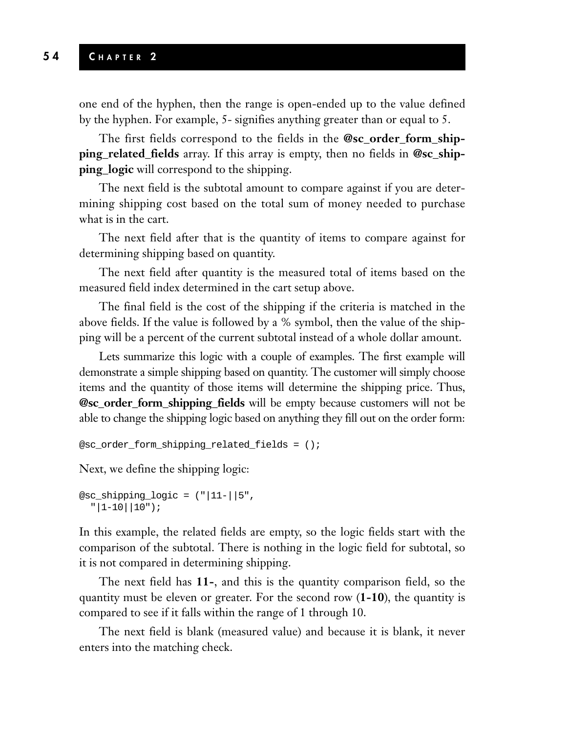one end of the hyphen, then the range is open-ended up to the value defined by the hyphen. For example, 5- signifies anything greater than or equal to 5.

The first fields correspond to the fields in the **@sc_order_form_shipping_related_fields** array. If this array is empty, then no fields in **@sc_shipping_logic** will correspond to the shipping.

The next field is the subtotal amount to compare against if you are determining shipping cost based on the total sum of money needed to purchase what is in the cart.

The next field after that is the quantity of items to compare against for determining shipping based on quantity.

The next field after quantity is the measured total of items based on the measured field index determined in the cart setup above.

The final field is the cost of the shipping if the criteria is matched in the above fields. If the value is followed by a % symbol, then the value of the shipping will be a percent of the current subtotal instead of a whole dollar amount.

Lets summarize this logic with a couple of examples. The first example will demonstrate a simple shipping based on quantity. The customer will simply choose items and the quantity of those items will determine the shipping price. Thus, **@sc_order_form_shipping_fields** will be empty because customers will not be able to change the shipping logic based on anything they fill out on the order form:

```
@sc_order_form_shipping_related_fields = ();
```

Next, we define the shipping logic:

```
@sc_shipping_logic = ("|11-||5",
  "|1-10||10");
```

In this example, the related fields are empty, so the logic fields start with the comparison of the subtotal. There is nothing in the logic field for subtotal, so it is not compared in determining shipping.

The next field has **11-**, and this is the quantity comparison field, so the quantity must be eleven or greater. For the second row (**1-10**), the quantity is compared to see if it falls within the range of 1 through 10.

The next field is blank (measured value) and because it is blank, it never enters into the matching check.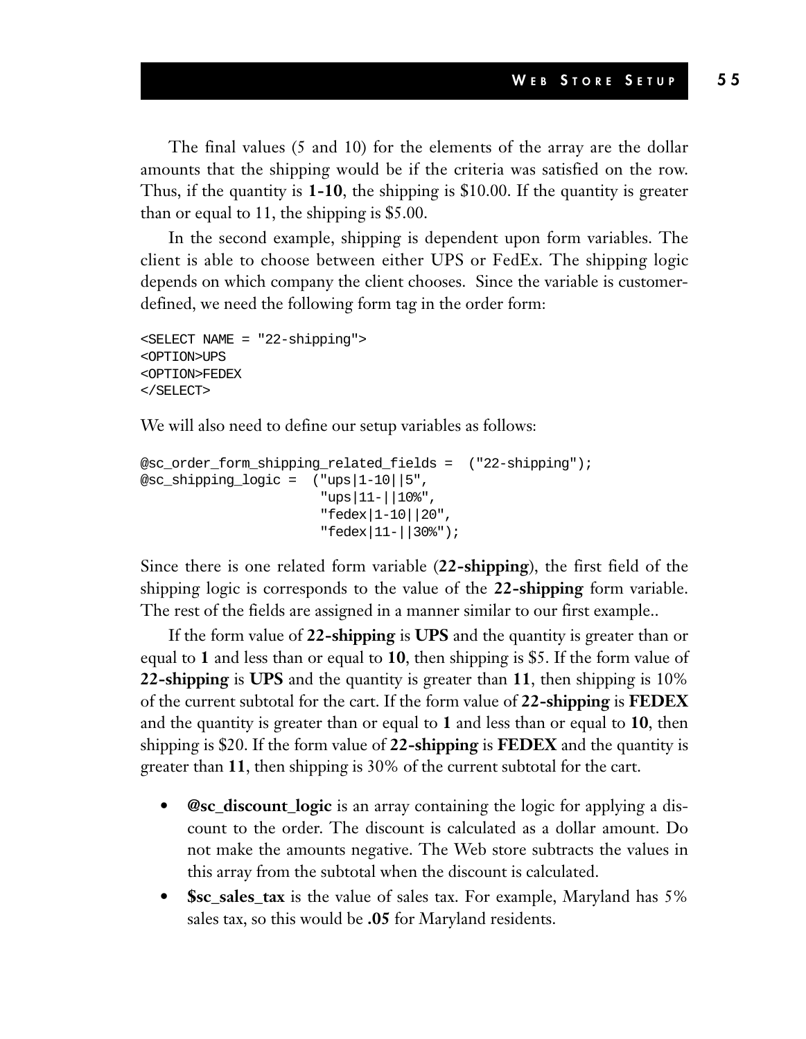The final values (5 and 10) for the elements of the array are the dollar amounts that the shipping would be if the criteria was satisfied on the row. Thus, if the quantity is **1-10**, the shipping is $10.00. If the quantity is greater than or equal to 11, the shipping is $5.00.

In the second example, shipping is dependent upon form variables. The client is able to choose between either UPS or FedEx. The shipping logic depends on which company the client chooses. Since the variable is customer-defined, we need the following form tag in the order form:

```
<SELECT NAME = "22-shipping">
<OPTION>UPS
<OPTION>FEDEX
</SELECT>
```

We will also need to define our setup variables as follows:

```
@sc_order_form_shipping_related_fields =  ("22-shipping");
@sc_shipping_logic =  ("ups|1-10||5",
                       "ups|11-||10%",
                       "fedex|1-10||20",
                       "fedex|11-||30%");
```

Since there is one related form variable (**22-shipping**), the first field of the shipping logic is corresponds to the value of the **22-shipping** form variable. The rest of the fields are assigned in a manner similar to our first example..

If the form value of **22-shipping** is **UPS** and the quantity is greater than or equal to **1** and less than or equal to **10**, then shipping is $5. If the form value of **22-shipping** is **UPS** and the quantity is greater than **11**, then shipping is 10% of the current subtotal for the cart. If the form value of **22-shipping** is **FEDEX** and the quantity is greater than or equal to **1** and less than or equal to **10**, then shipping is $20. If the form value of **22-shipping** is **FEDEX** and the quantity is greater than **11**, then shipping is 30% of the current subtotal for the cart.

- **@sc_discount_logic** is an array containing the logic for applying a discount to the order. The discount is calculated as a dollar amount. Do not make the amounts negative. The Web store subtracts the values in this array from the subtotal when the discount is calculated.
- **$sc_sales_tax** is the value of sales tax. For example, Maryland has 5% sales tax, so this would be **.05** for Maryland residents.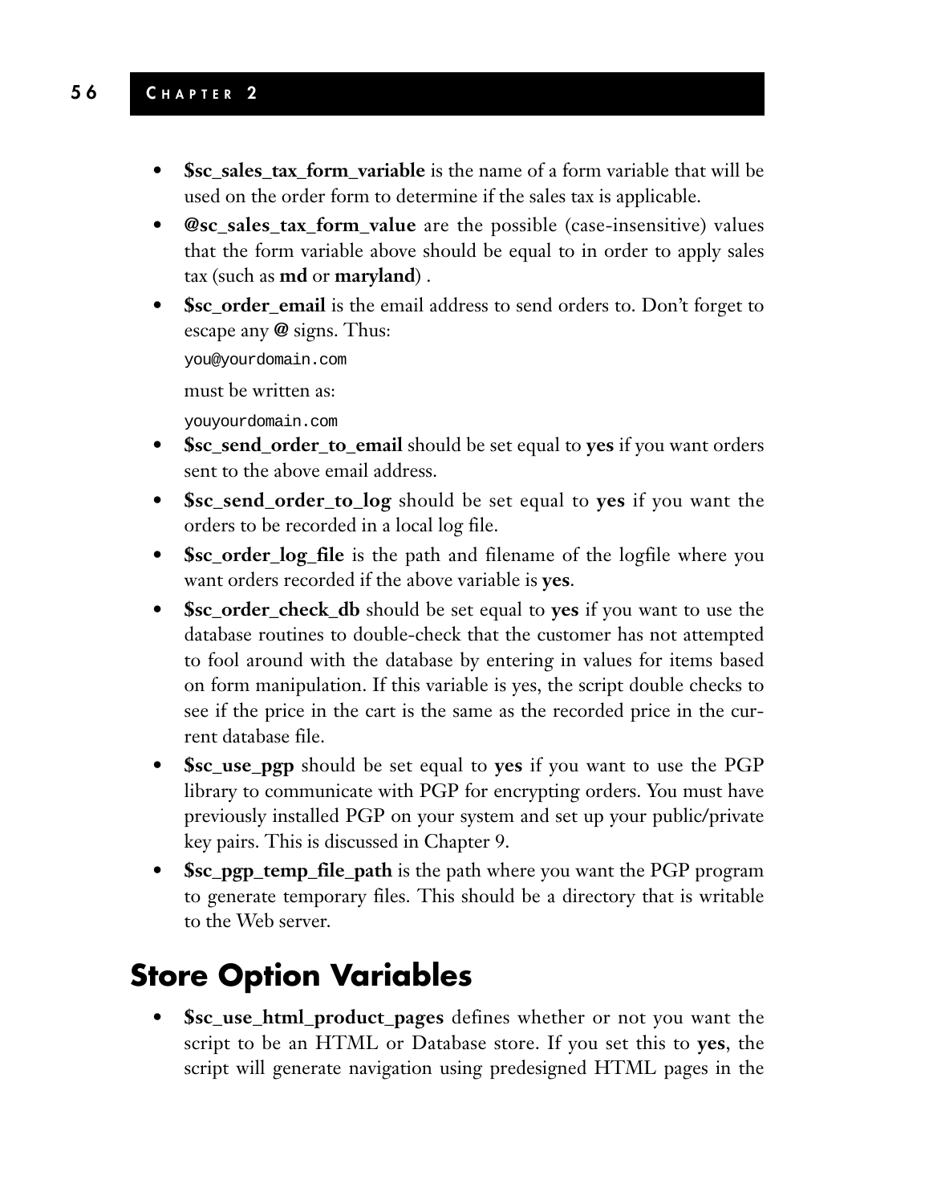- **$sc_sales_tax_form_variable** is the name of a form variable that will be used on the order form to determine if the sales tax is applicable.
- **@sc_sales_tax_form_value** are the possible (case-insensitive) values that the form variable above should be equal to in order to apply sales tax (such as **md** or **maryland**) .
- **$sc_order_email** is the email address to send orders to. Don't forget to escape any **@** signs. Thus:

  ```
  you@yourdomain.com
  ```

  must be written as:

  ```
  youyourdomain.com
  ```

- **$sc_send_order_to_email** should be set equal to **yes** if you want orders sent to the above email address.
- **$sc_send_order_to_log** should be set equal to **yes** if you want the orders to be recorded in a local log file.
- **$sc_order_log_file** is the path and filename of the logfile where you want orders recorded if the above variable is **yes**.
- **$sc_order_check_db** should be set equal to **yes** if you want to use the database routines to double-check that the customer has not attempted to fool around with the database by entering in values for items based on form manipulation. If this variable is yes, the script double checks to see if the price in the cart is the same as the recorded price in the current database file.
- **$sc_use_pgp** should be set equal to **yes** if you want to use the PGP library to communicate with PGP for encrypting orders. You must have previously installed PGP on your system and set up your public/private key pairs. This is discussed in Chapter 9.
- **$sc_pgp_temp_file_path** is the path where you want the PGP program to generate temporary files. This should be a directory that is writable to the Web server.

## Store Option Variables

- **$sc_use_html_product_pages** defines whether or not you want the script to be an HTML or Database store. If you set this to **yes**, the script will generate navigation using predesigned HTML pages in the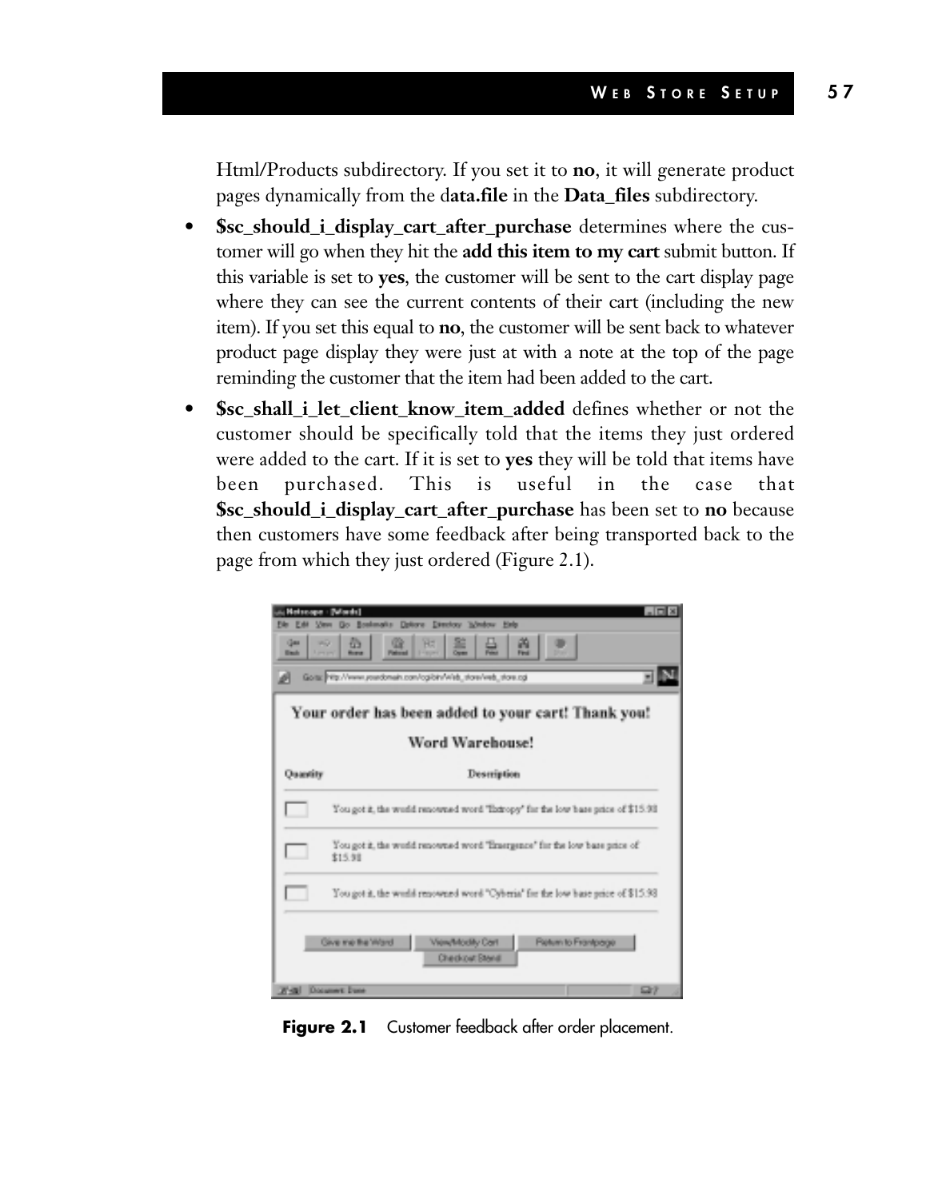Html/Products subdirectory. If you set it to **no**, it will generate product pages dynamically from the d**ata.file** in the **Data_files** subdirectory.

- **$sc_should_i_display_cart_after_purchase** determines where the customer will go when they hit the **add this item to my cart** submit button. If this variable is set to **yes**, the customer will be sent to the cart display page where they can see the current contents of their cart (including the new item). If you set this equal to **no**, the customer will be sent back to whatever product page display they were just at with a note at the top of the page reminding the customer that the item had been added to the cart.
- **$sc_shall_i_let_client_know_item_added** defines whether or not the customer should be specifically told that the items they just ordered were added to the cart. If it is set to **yes** they will be told that items have been purchased. This is useful in the case that **$sc_should_i_display_cart_after_purchase** has been set to **no** because then customers have some feedback after being transported back to the page from which they just ordered (Figure 2.1).

**Figure 2.1** Customer feedback after order placement.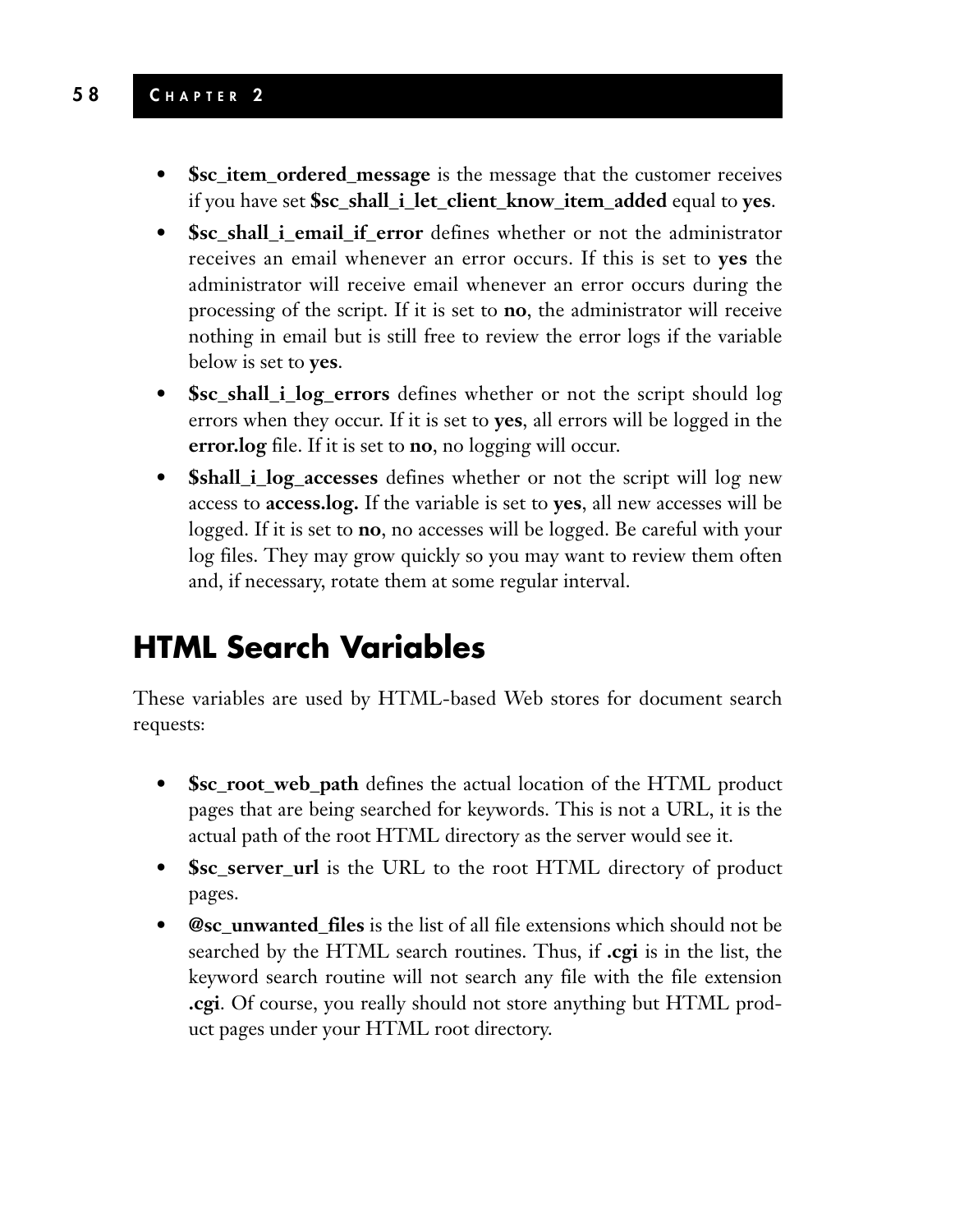- **$sc_item_ordered_message** is the message that the customer receives if you have set **$sc_shall_i_let_client_know_item_added** equal to **yes**.
- **$sc_shall_i_email_if_error** defines whether or not the administrator receives an email whenever an error occurs. If this is set to **yes** the administrator will receive email whenever an error occurs during the processing of the script. If it is set to **no**, the administrator will receive nothing in email but is still free to review the error logs if the variable below is set to **yes**.
- **$sc_shall_i_log_errors** defines whether or not the script should log errors when they occur. If it is set to **yes**, all errors will be logged in the **error.log** file. If it is set to **no**, no logging will occur.
- **$shall_i_log_accesses** defines whether or not the script will log new access to **access.log.** If the variable is set to **yes**, all new accesses will be logged. If it is set to **no**, no accesses will be logged. Be careful with your log files. They may grow quickly so you may want to review them often and, if necessary, rotate them at some regular interval.

## HTML Search Variables

These variables are used by HTML-based Web stores for document search requests:

- **$sc_root_web_path** defines the actual location of the HTML product pages that are being searched for keywords. This is not a URL, it is the actual path of the root HTML directory as the server would see it.
- **$sc_server_url** is the URL to the root HTML directory of product pages.
- **@sc_unwanted_files** is the list of all file extensions which should not be searched by the HTML search routines. Thus, if **.cgi** is in the list, the keyword search routine will not search any file with the file extension **.cgi**. Of course, you really should not store anything but HTML product pages under your HTML root directory.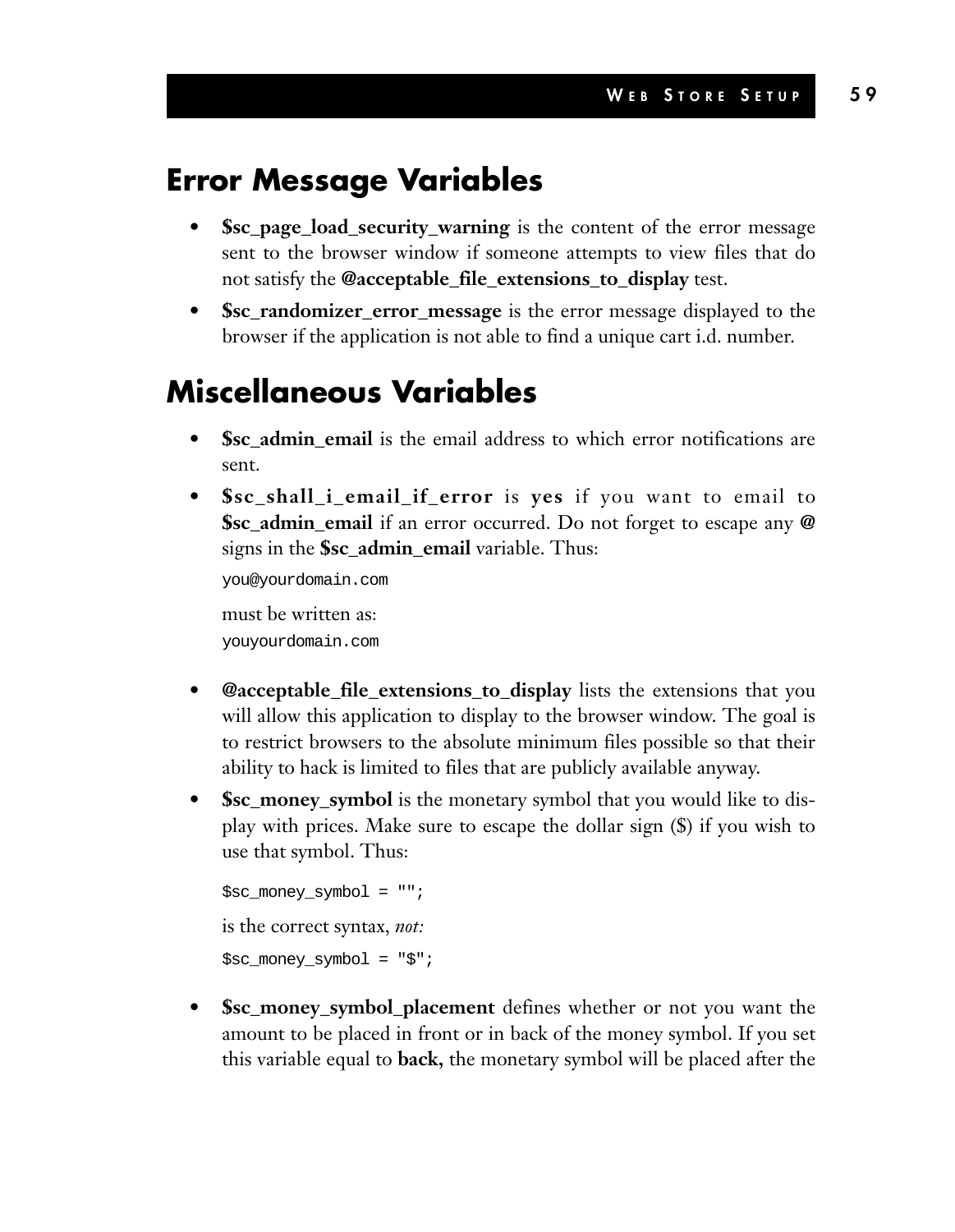## Error Message Variables

- **$sc_page_load_security_warning** is the content of the error message sent to the browser window if someone attempts to view files that do not satisfy the **@acceptable_file_extensions_to_display** test.
- **$sc_randomizer_error_message** is the error message displayed to the browser if the application is not able to find a unique cart i.d. number.

## Miscellaneous Variables

- **$sc_admin_email** is the email address to which error notifications are sent.
- **$sc_shall_i_email_if_error** is **yes** if you want to email to **$sc_admin_email** if an error occurred. Do not forget to escape any **@** signs in the **$sc_admin_email** variable. Thus:

  ```
  you@yourdomain.com
  ```

  must be written as:

  ```
  youyourdomain.com
  ```

- **@acceptable_file_extensions_to_display** lists the extensions that you will allow this application to display to the browser window. The goal is to restrict browsers to the absolute minimum files possible so that their ability to hack is limited to files that are publicly available anyway.
- **$sc_money_symbol** is the monetary symbol that you would like to display with prices. Make sure to escape the dollar sign ($) if you wish to use that symbol. Thus:

  ```
  $sc_money_symbol = "";
  ```

  is the correct syntax, *not:*

  ```
  $sc_money_symbol = "$";
  ```

- **$sc_money_symbol_placement** defines whether or not you want the amount to be placed in front or in back of the money symbol. If you set this variable equal to **back,** the monetary symbol will be placed after the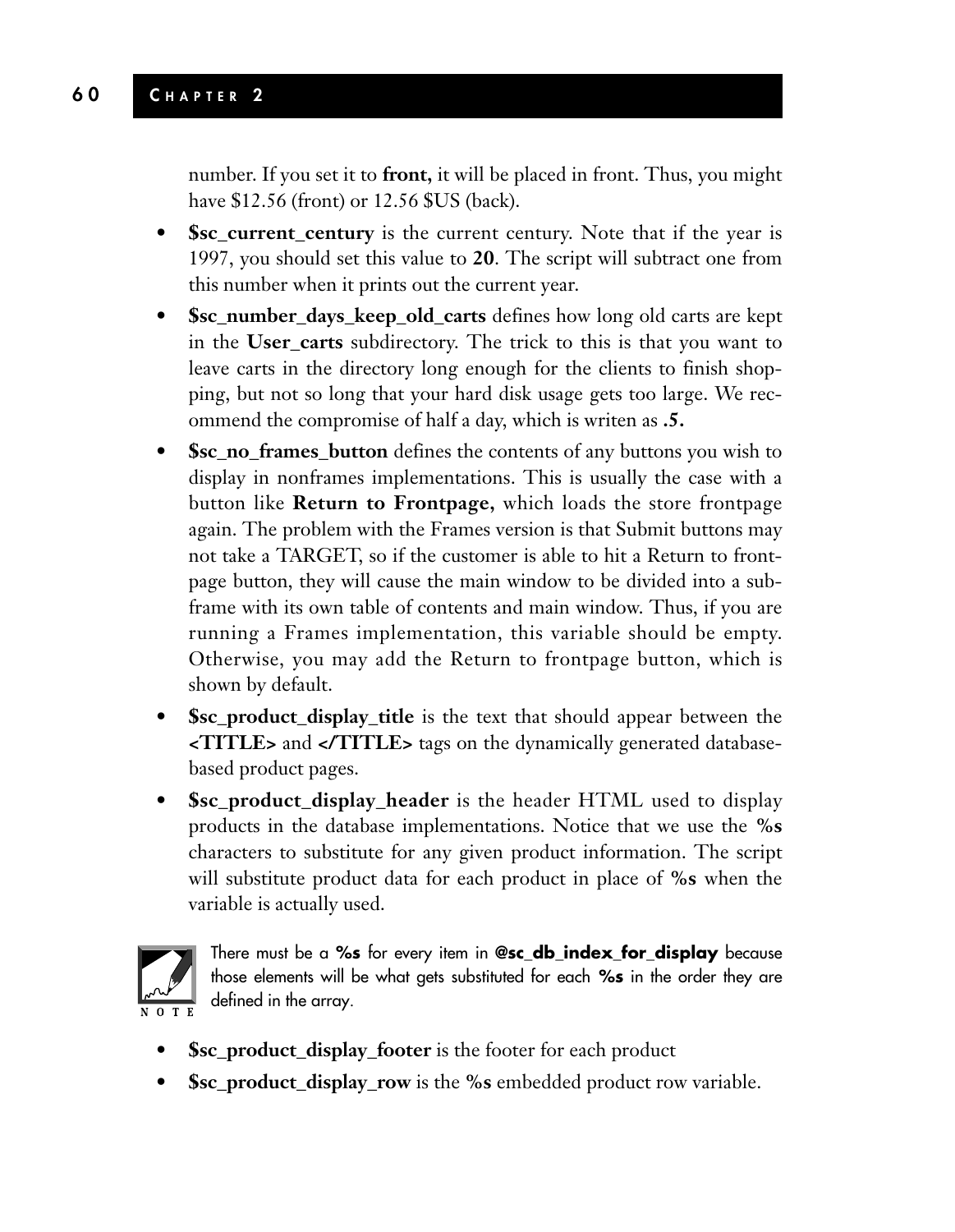number. If you set it to **front,** it will be placed in front. Thus, you might have $12.56 (front) or 12.56 $US (back).

- **$sc_current_century** is the current century. Note that if the year is 1997, you should set this value to **20**. The script will subtract one from this number when it prints out the current year.
- **$sc_number_days_keep_old_carts** defines how long old carts are kept in the **User_carts** subdirectory. The trick to this is that you want to leave carts in the directory long enough for the clients to finish shopping, but not so long that your hard disk usage gets too large. We recommend the compromise of half a day, which is writen as **.5.**
- **$sc_no_frames_button** defines the contents of any buttons you wish to display in nonframes implementations. This is usually the case with a button like **Return to Frontpage,** which loads the store frontpage again. The problem with the Frames version is that Submit buttons may not take a TARGET, so if the customer is able to hit a Return to frontpage button, they will cause the main window to be divided into a subframe with its own table of contents and main window. Thus, if you are running a Frames implementation, this variable should be empty. Otherwise, you may add the Return to frontpage button, which is shown by default.
- **$sc_product_display_title** is the text that should appear between the **<TITLE>** and **</TITLE>** tags on the dynamically generated database-based product pages.
- **$sc_product_display_header** is the header HTML used to display products in the database implementations. Notice that we use the **%s** characters to substitute for any given product information. The script will substitute product data for each product in place of **%s** when the variable is actually used.

**NOTE:** There must be a **%s** for every item in **@sc_db_index_for_display** because those elements will be what gets substituted for each **%s** in the order they are defined in the array.

- **$sc_product_display_footer** is the footer for each product
- **$sc_product_display_row** is the **%s** embedded product row variable.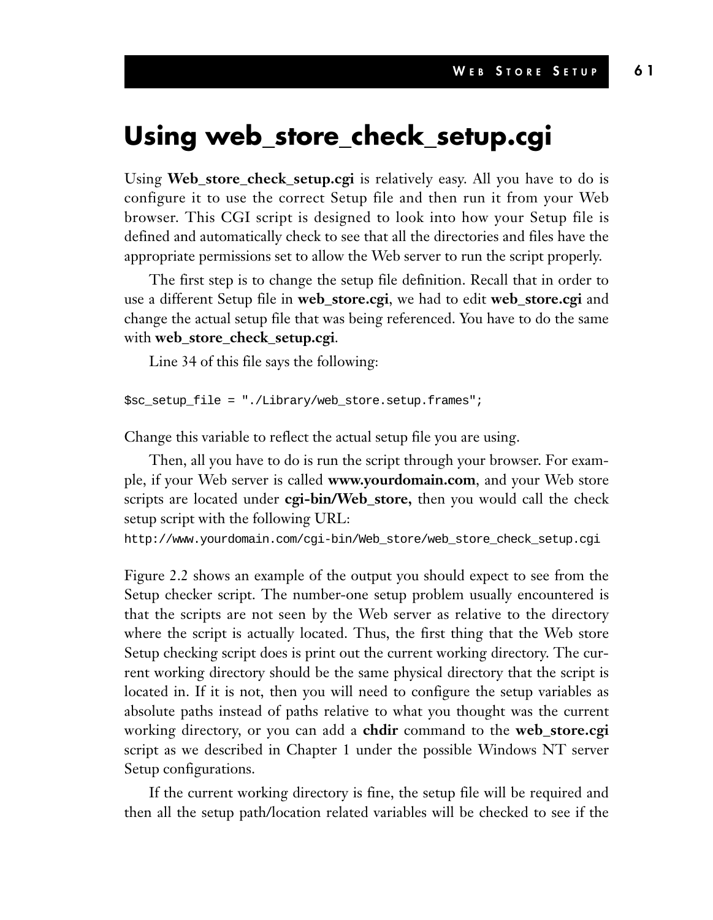# Using web_store_check_setup.cgi

Using **Web_store_check_setup.cgi** is relatively easy. All you have to do is configure it to use the correct Setup file and then run it from your Web browser. This CGI script is designed to look into how your Setup file is defined and automatically check to see that all the directories and files have the appropriate permissions set to allow the Web server to run the script properly.

The first step is to change the setup file definition. Recall that in order to use a different Setup file in **web_store.cgi**, we had to edit **web_store.cgi** and change the actual setup file that was being referenced. You have to do the same with **web_store_check_setup.cgi**.

Line 34 of this file says the following:

```
$sc_setup_file = "./Library/web_store.setup.frames";
```

Change this variable to reflect the actual setup file you are using.

Then, all you have to do is run the script through your browser. For example, if your Web server is called **www.yourdomain.com**, and your Web store scripts are located under **cgi-bin/Web_store,** then you would call the check setup script with the following URL:

```
http://www.yourdomain.com/cgi-bin/Web_store/web_store_check_setup.cgi
```

Figure 2.2 shows an example of the output you should expect to see from the Setup checker script. The number-one setup problem usually encountered is that the scripts are not seen by the Web server as relative to the directory where the script is actually located. Thus, the first thing that the Web store Setup checking script does is print out the current working directory. The current working directory should be the same physical directory that the script is located in. If it is not, then you will need to configure the setup variables as absolute paths instead of paths relative to what you thought was the current working directory, or you can add a **chdir** command to the **web_store.cgi** script as we described in Chapter 1 under the possible Windows NT server Setup configurations.

If the current working directory is fine, the setup file will be required and then all the setup path/location related variables will be checked to see if the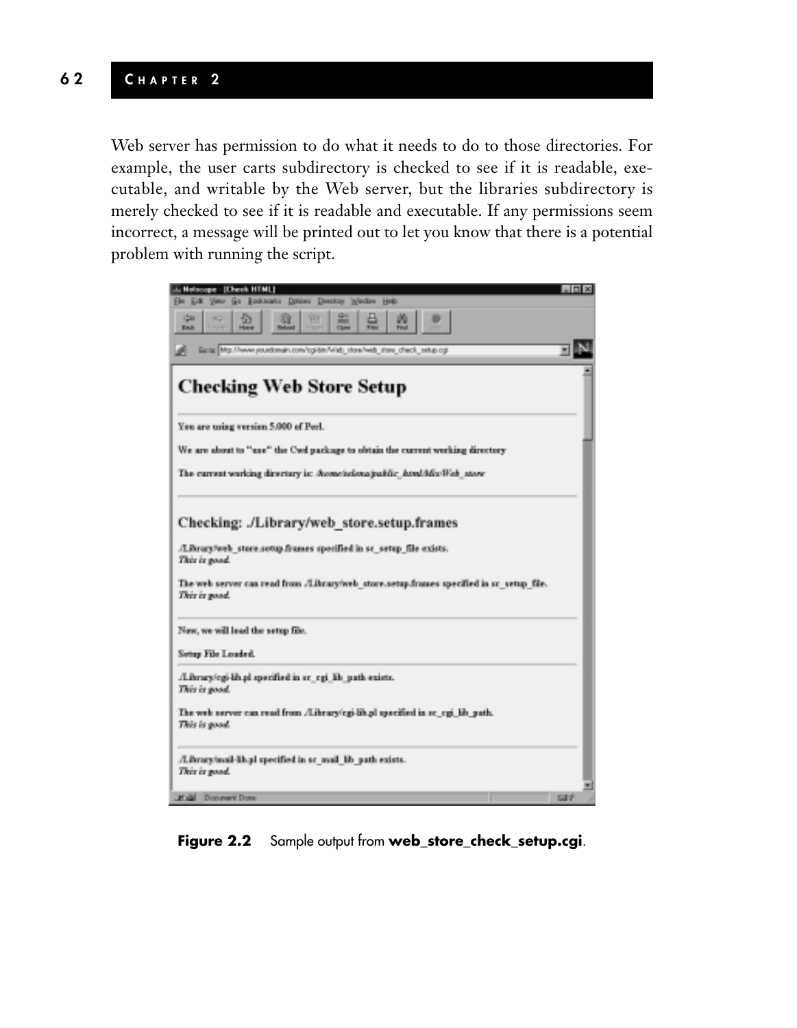Web server has permission to do what it needs to do to those directories. For example, the user carts subdirectory is checked to see if it is readable, executable, and writable by the Web server, but the libraries subdirectory is merely checked to see if it is readable and executable. If any permissions seem incorrect, a message will be printed out to let you know that there is a potential problem with running the script.

**Figure 2.2** Sample output from **web_store_check_setup.cgi**.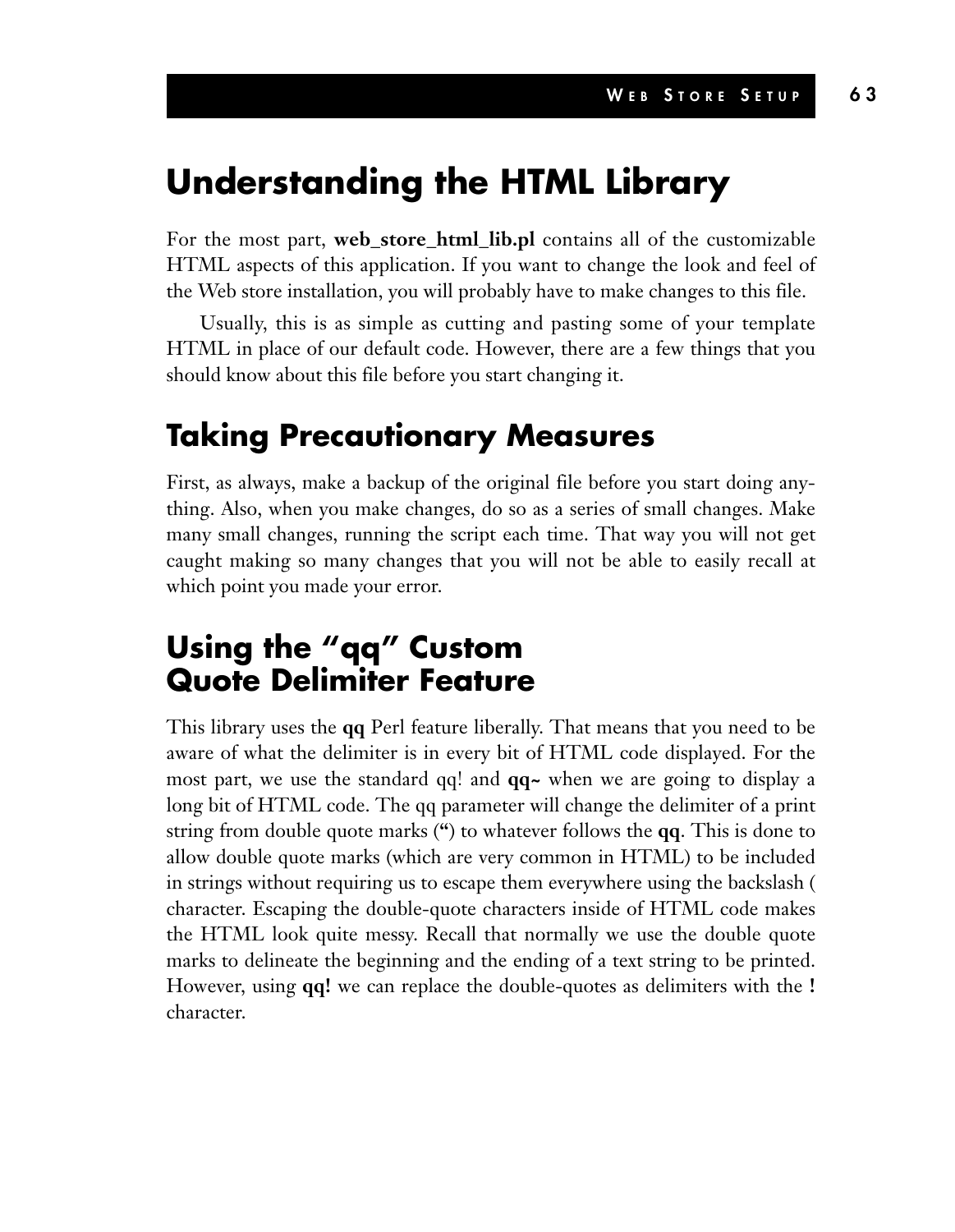# Understanding the HTML Library

For the most part, **web_store_html_lib.pl** contains all of the customizable HTML aspects of this application. If you want to change the look and feel of the Web store installation, you will probably have to make changes to this file.

Usually, this is as simple as cutting and pasting some of your template HTML in place of our default code. However, there are a few things that you should know about this file before you start changing it.

## Taking Precautionary Measures

First, as always, make a backup of the original file before you start doing anything. Also, when you make changes, do so as a series of small changes. Make many small changes, running the script each time. That way you will not get caught making so many changes that you will not be able to easily recall at which point you made your error.

## Using the "qq" Custom Quote Delimiter Feature

This library uses the **qq** Perl feature liberally. That means that you need to be aware of what the delimiter is in every bit of HTML code displayed. For the most part, we use the standard qq! and **qq~** when we are going to display a long bit of HTML code. The qq parameter will change the delimiter of a print string from double quote marks (**"**) to whatever follows the **qq**. This is done to allow double quote marks (which are very common in HTML) to be included in strings without requiring us to escape them everywhere using the backslash ( character. Escaping the double-quote characters inside of HTML code makes the HTML look quite messy. Recall that normally we use the double quote marks to delineate the beginning and the ending of a text string to be printed. However, using **qq!** we can replace the double-quotes as delimiters with the **!** character.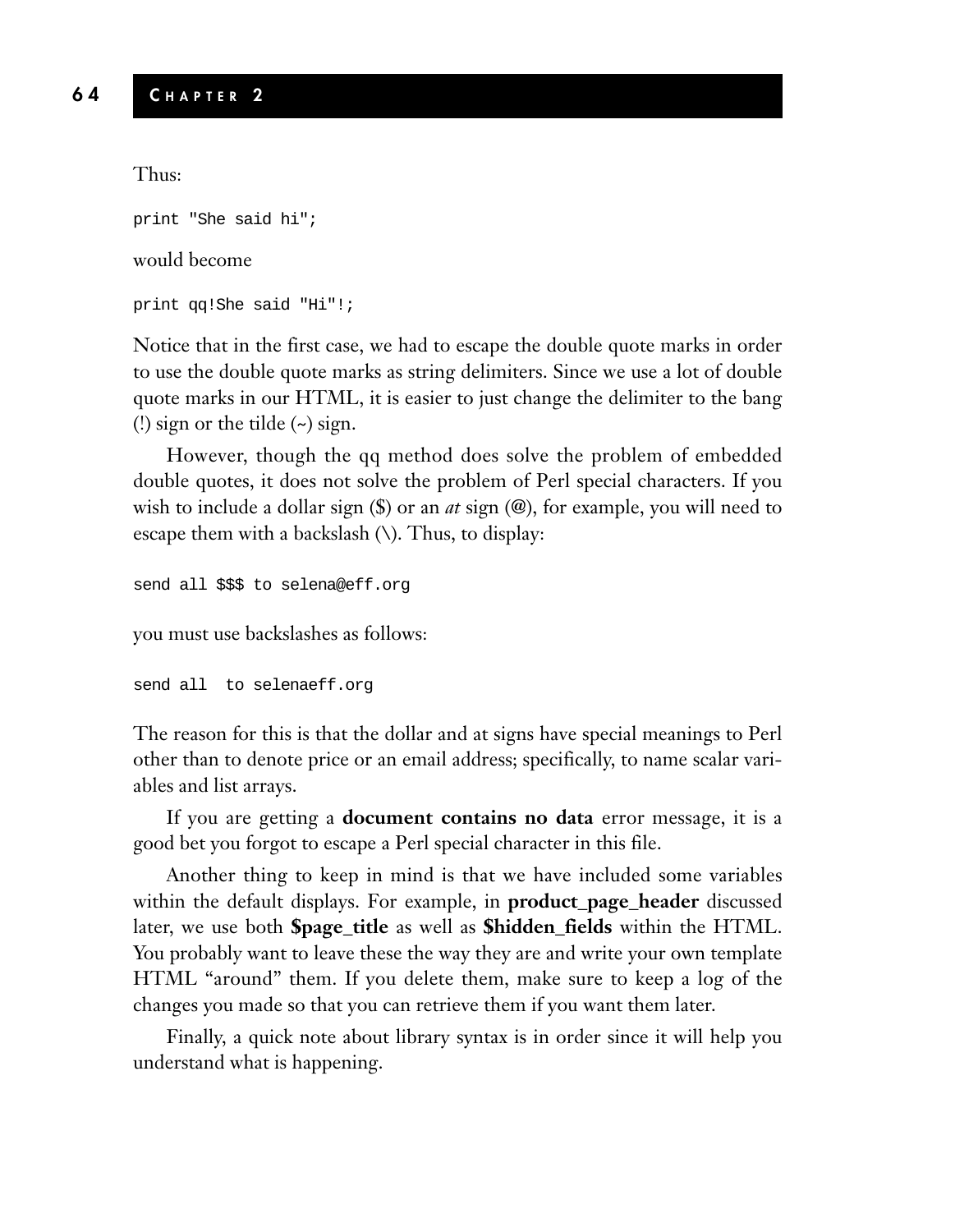Thus:

```
print "She said hi";
```

would become

```
print qq!She said "Hi"!;
```

Notice that in the first case, we had to escape the double quote marks in order to use the double quote marks as string delimiters. Since we use a lot of double quote marks in our HTML, it is easier to just change the delimiter to the bang (!) sign or the tilde (~) sign.

However, though the qq method does solve the problem of embedded double quotes, it does not solve the problem of Perl special characters. If you wish to include a dollar sign ($) or an *at* sign (@), for example, you will need to escape them with a backslash (\). Thus, to display:

```
send all $$$ to selena@eff.org
```

you must use backslashes as follows:

```
send all  to selenaeff.org
```

The reason for this is that the dollar and at signs have special meanings to Perl other than to denote price or an email address; specifically, to name scalar variables and list arrays.

If you are getting a **document contains no data** error message, it is a good bet you forgot to escape a Perl special character in this file.

Another thing to keep in mind is that we have included some variables within the default displays. For example, in **product_page_header** discussed later, we use both **$page_title** as well as **$hidden_fields** within the HTML. You probably want to leave these the way they are and write your own template HTML "around" them. If you delete them, make sure to keep a log of the changes you made so that you can retrieve them if you want them later.

Finally, a quick note about library syntax is in order since it will help you understand what is happening.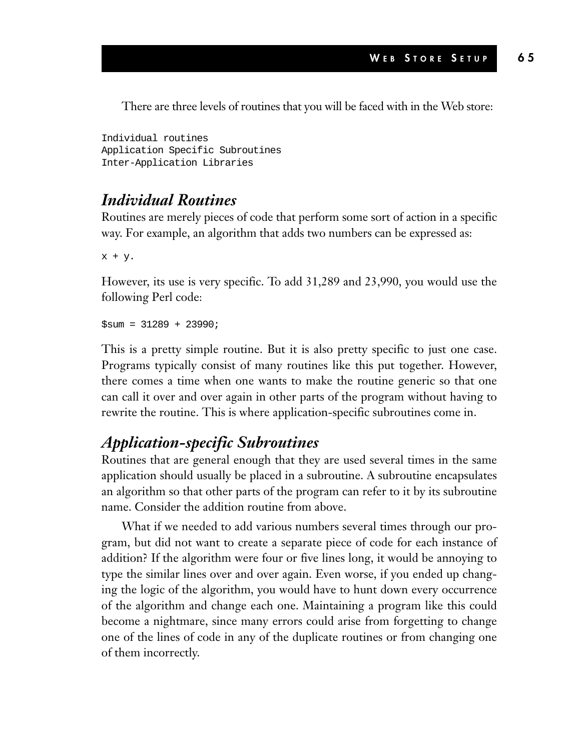There are three levels of routines that you will be faced with in the Web store:

```
Individual routines
Application Specific Subroutines
Inter-Application Libraries
```

## *Individual Routines*

Routines are merely pieces of code that perform some sort of action in a specific way. For example, an algorithm that adds two numbers can be expressed as:

```
x + y.
```

However, its use is very specific. To add 31,289 and 23,990, you would use the following Perl code:

```
$sum = 31289 + 23990;
```

This is a pretty simple routine. But it is also pretty specific to just one case. Programs typically consist of many routines like this put together. However, there comes a time when one wants to make the routine generic so that one can call it over and over again in other parts of the program without having to rewrite the routine. This is where application-specific subroutines come in.

## *Application-specific Subroutines*

Routines that are general enough that they are used several times in the same application should usually be placed in a subroutine. A subroutine encapsulates an algorithm so that other parts of the program can refer to it by its subroutine name. Consider the addition routine from above.

What if we needed to add various numbers several times through our program, but did not want to create a separate piece of code for each instance of addition? If the algorithm were four or five lines long, it would be annoying to type the similar lines over and over again. Even worse, if you ended up changing the logic of the algorithm, you would have to hunt down every occurrence of the algorithm and change each one. Maintaining a program like this could become a nightmare, since many errors could arise from forgetting to change one of the lines of code in any of the duplicate routines or from changing one of them incorrectly.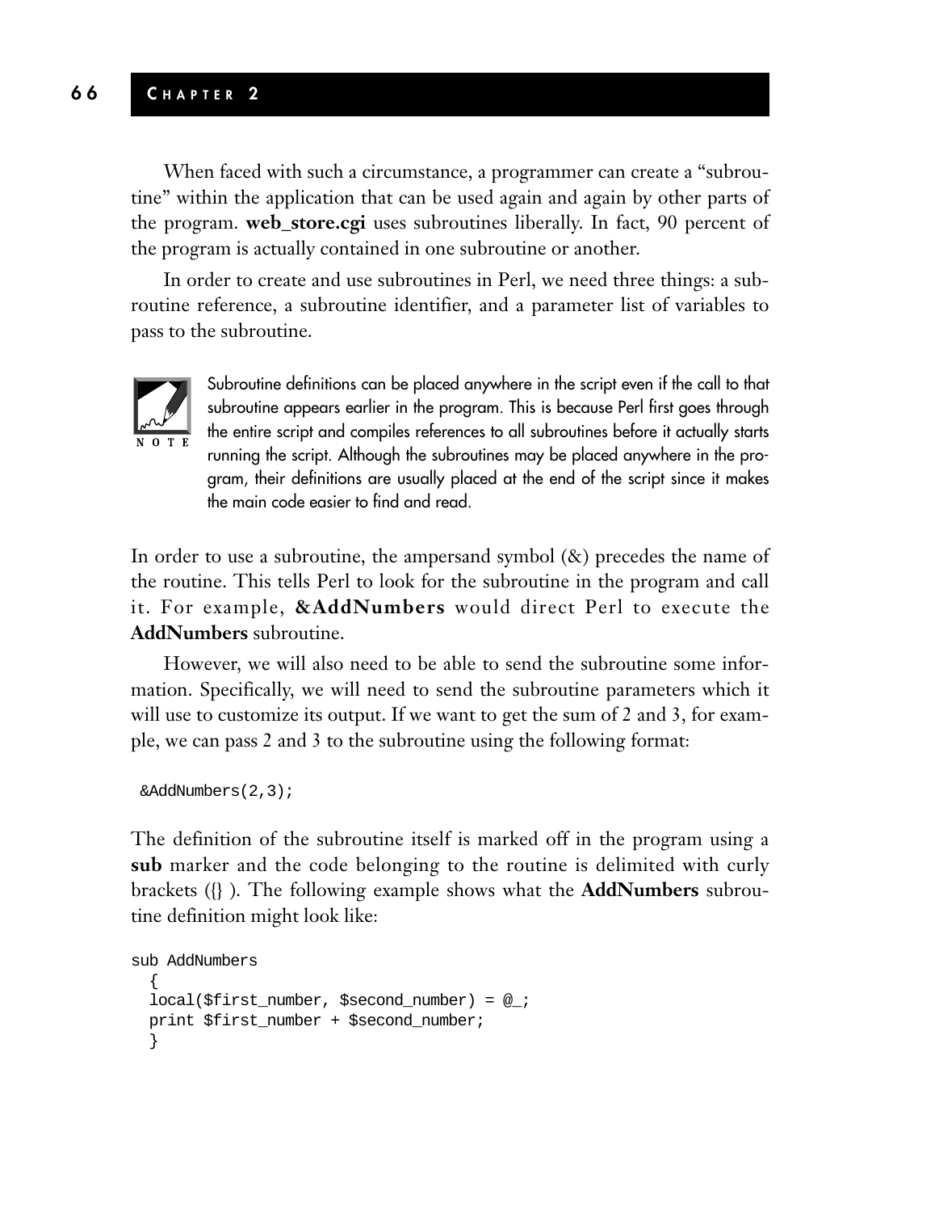When faced with such a circumstance, a programmer can create a "subroutine" within the application that can be used again and again by other parts of the program. **web_store.cgi** uses subroutines liberally. In fact, 90 percent of the program is actually contained in one subroutine or another.

In order to create and use subroutines in Perl, we need three things: a subroutine reference, a subroutine identifier, and a parameter list of variables to pass to the subroutine.

> **NOTE**
> Subroutine definitions can be placed anywhere in the script even if the call to that subroutine appears earlier in the program. This is because Perl first goes through the entire script and compiles references to all subroutines before it actually starts running the script. Although the subroutines may be placed anywhere in the program, their definitions are usually placed at the end of the script since it makes the main code easier to find and read.

In order to use a subroutine, the ampersand symbol (&) precedes the name of the routine. This tells Perl to look for the subroutine in the program and call it. For example, **&AddNumbers** would direct Perl to execute the **AddNumbers** subroutine.

However, we will also need to be able to send the subroutine some information. Specifically, we will need to send the subroutine parameters which it will use to customize its output. If we want to get the sum of 2 and 3, for example, we can pass 2 and 3 to the subroutine using the following format:

```
&AddNumbers(2,3);
```

The definition of the subroutine itself is marked off in the program using a **sub** marker and the code belonging to the routine is delimited with curly brackets ({} ). The following example shows what the **AddNumbers** subroutine definition might look like:

```
sub AddNumbers
  {
  local($first_number, $second_number) = @_;
  print $first_number + $second_number;
  }
```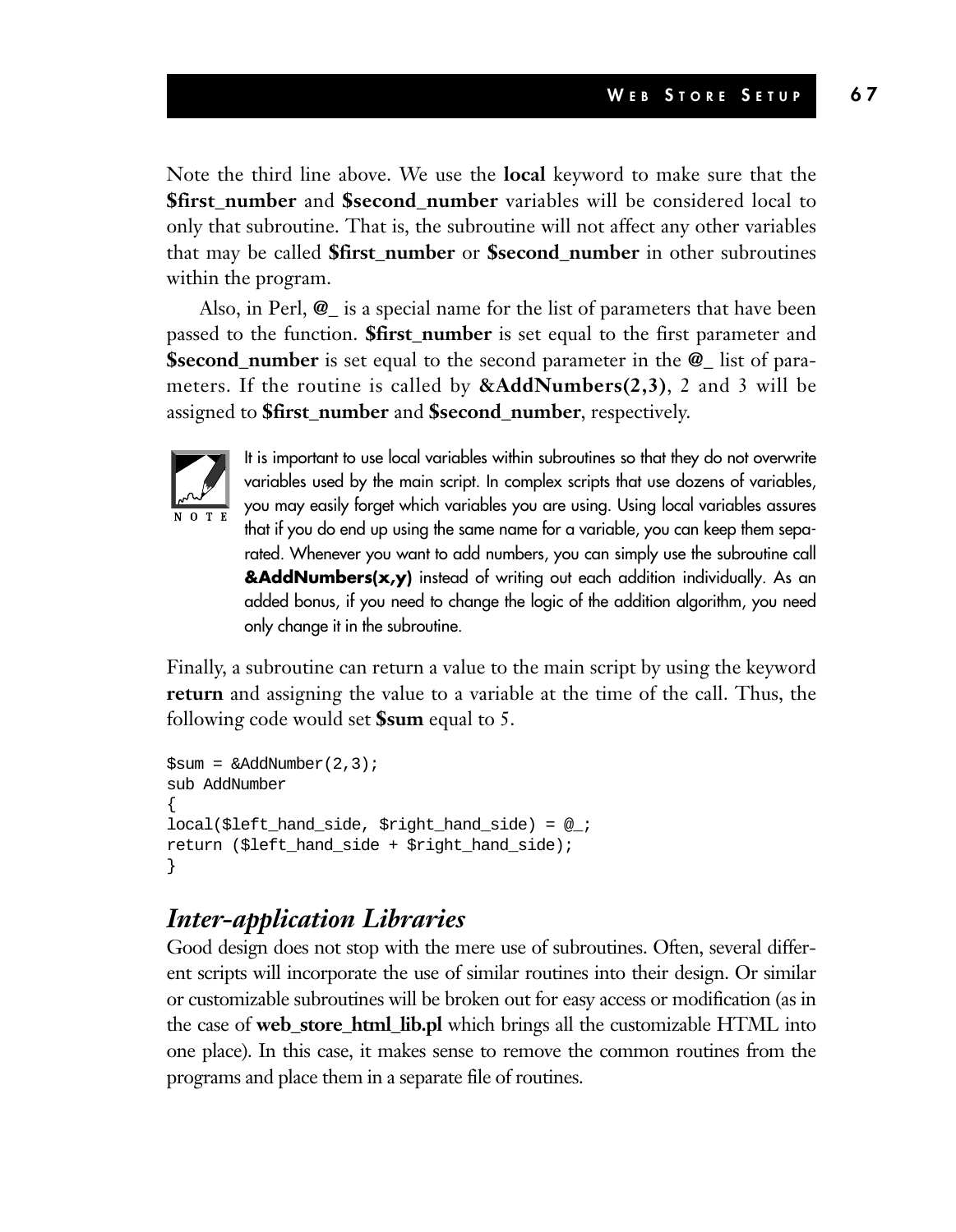Note the third line above. We use the **local** keyword to make sure that the **$first_number** and **$second_number** variables will be considered local to only that subroutine. That is, the subroutine will not affect any other variables that may be called **$first_number** or **$second_number** in other subroutines within the program.

Also, in Perl, **@_** is a special name for the list of parameters that have been passed to the function. **$first_number** is set equal to the first parameter and **$second_number** is set equal to the second parameter in the **@_** list of parameters. If the routine is called by **&AddNumbers(2,3)**, 2 and 3 will be assigned to **$first_number** and **$second_number**, respectively.

> NOTE: It is important to use local variables within subroutines so that they do not overwrite variables used by the main script. In complex scripts that use dozens of variables, you may easily forget which variables you are using. Using local variables assures that if you do end up using the same name for a variable, you can keep them separated. Whenever you want to add numbers, you can simply use the subroutine call **&AddNumbers(x,y)** instead of writing out each addition individually. As an added bonus, if you need to change the logic of the addition algorithm, you need only change it in the subroutine.

Finally, a subroutine can return a value to the main script by using the keyword **return** and assigning the value to a variable at the time of the call. Thus, the following code would set **$sum** equal to 5.

```
$sum = &AddNumber(2,3);
sub AddNumber
{
local($left_hand_side, $right_hand_side) = @_;
return ($left_hand_side + $right_hand_side);
}
```

## *Inter-application Libraries*

Good design does not stop with the mere use of subroutines. Often, several different scripts will incorporate the use of similar routines into their design. Or similar or customizable subroutines will be broken out for easy access or modification (as in the case of **web_store_html_lib.pl** which brings all the customizable HTML into one place). In this case, it makes sense to remove the common routines from the programs and place them in a separate file of routines.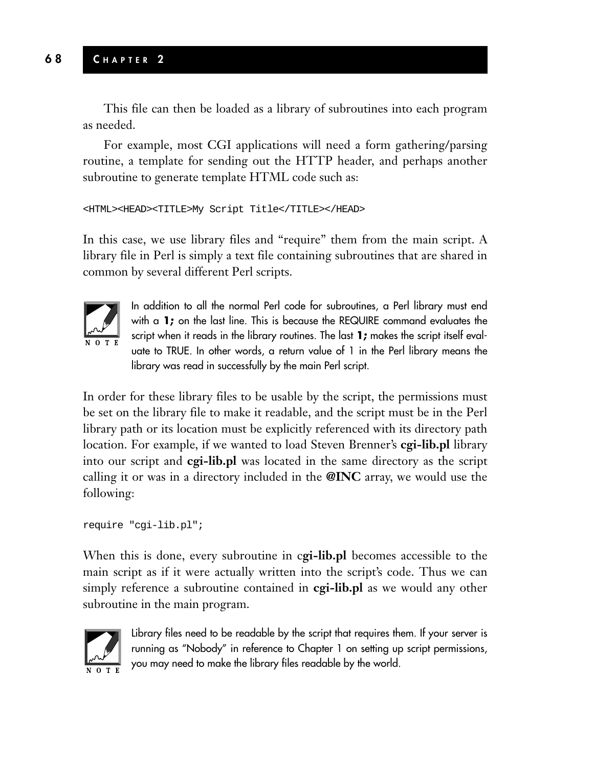This file can then be loaded as a library of subroutines into each program as needed.

For example, most CGI applications will need a form gathering/parsing routine, a template for sending out the HTTP header, and perhaps another subroutine to generate template HTML code such as:

```
<HTML><HEAD><TITLE>My Script Title</TITLE></HEAD>
```

In this case, we use library files and "require" them from the main script. A library file in Perl is simply a text file containing subroutines that are shared in common by several different Perl scripts.

> **NOTE:** In addition to all the normal Perl code for subroutines, a Perl library must end with a **1;** on the last line. This is because the REQUIRE command evaluates the script when it reads in the library routines. The last **1;** makes the script itself evaluate to TRUE. In other words, a return value of 1 in the Perl library means the library was read in successfully by the main Perl script.

In order for these library files to be usable by the script, the permissions must be set on the library file to make it readable, and the script must be in the Perl library path or its location must be explicitly referenced with its directory path location. For example, if we wanted to load Steven Brenner's **cgi-lib.pl** library into our script and **cgi-lib.pl** was located in the same directory as the script calling it or was in a directory included in the **@INC** array, we would use the following:

```
require "cgi-lib.pl";
```

When this is done, every subroutine in c**gi-lib.pl** becomes accessible to the main script as if it were actually written into the script's code. Thus we can simply reference a subroutine contained in **cgi-lib.pl** as we would any other subroutine in the main program.

> **NOTE:** Library files need to be readable by the script that requires them. If your server is running as "Nobody" in reference to Chapter 1 on setting up script permissions, you may need to make the library files readable by the world.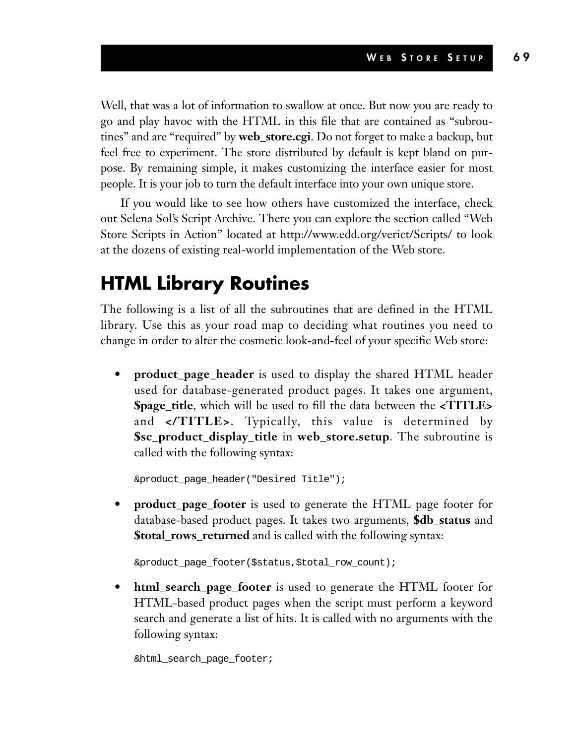Well, that was a lot of information to swallow at once. But now you are ready to go and play havoc with the HTML in this file that are contained as "subroutines" and are "required" by **web_store.cgi**. Do not forget to make a backup, but feel free to experiment. The store distributed by default is kept bland on purpose. By remaining simple, it makes customizing the interface easier for most people. It is your job to turn the default interface into your own unique store.

If you would like to see how others have customized the interface, check out Selena Sol's Script Archive. There you can explore the section called "Web Store Scripts in Action" located at http://www.edd.org/verict/Scripts/ to look at the dozens of existing real-world implementation of the Web store.

## HTML Library Routines

The following is a list of all the subroutines that are defined in the HTML library. Use this as your road map to deciding what routines you need to change in order to alter the cosmetic look-and-feel of your specific Web store:

- **product_page_header** is used to display the shared HTML header used for database-generated product pages. It takes one argument, **$page_title**, which will be used to fill the data between the **<TITLE>** and **</TITLE>**. Typically, this value is determined by **$sc_product_display_title** in **web_store.setup**. The subroutine is called with the following syntax:

  ```
  &product_page_header("Desired Title");
  ```

- **product_page_footer** is used to generate the HTML page footer for database-based product pages. It takes two arguments, **$db_status** and **$total_rows_returned** and is called with the following syntax:

  ```
  &product_page_footer($status,$total_row_count);
  ```

- **html_search_page_footer** is used to generate the HTML footer for HTML-based product pages when the script must perform a keyword search and generate a list of hits. It is called with no arguments with the following syntax:

  ```
  &html_search_page_footer;
  ```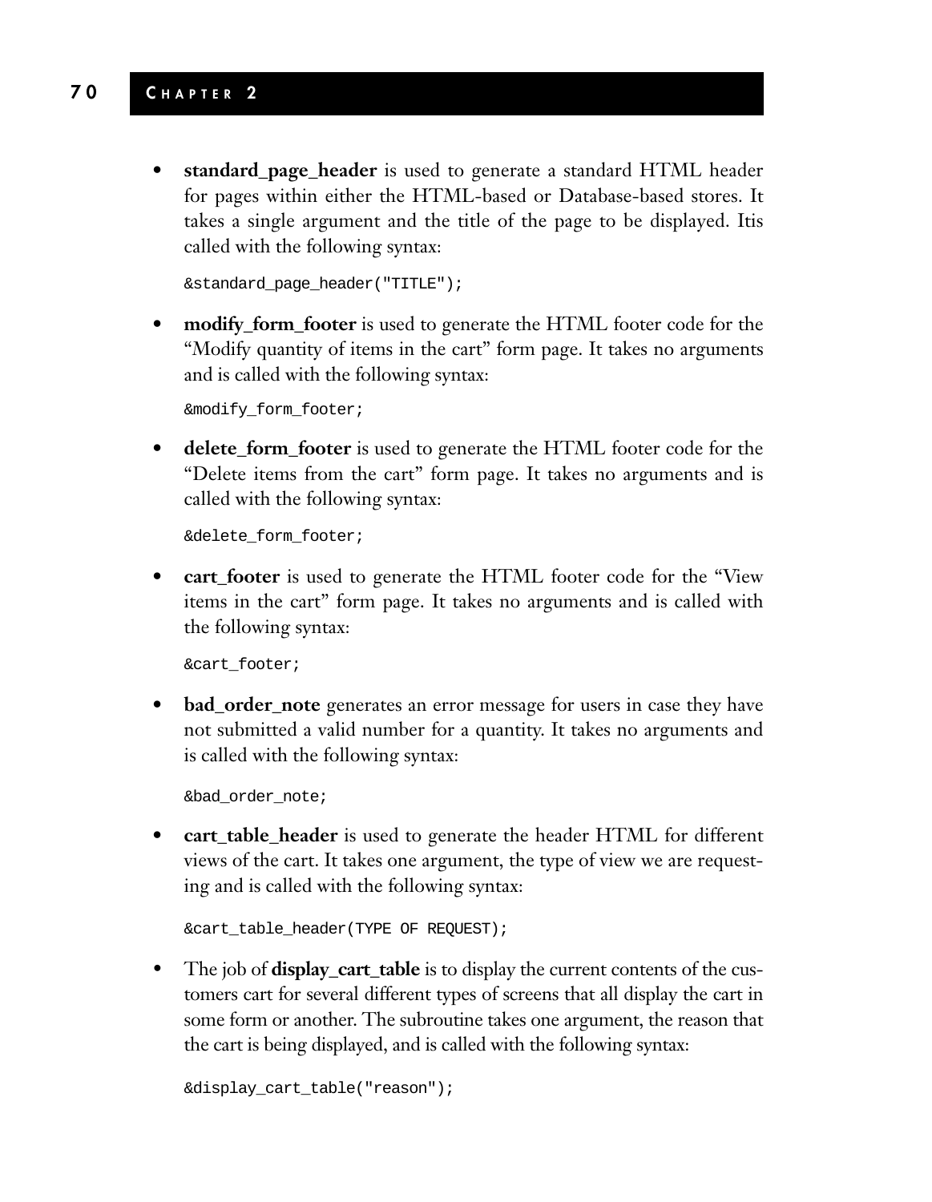- **standard_page_header** is used to generate a standard HTML header for pages within either the HTML-based or Database-based stores. It takes a single argument and the title of the page to be displayed. Itis called with the following syntax:

```
&standard_page_header("TITLE");
```

- **modify_form_footer** is used to generate the HTML footer code for the "Modify quantity of items in the cart" form page. It takes no arguments and is called with the following syntax:

```
&modify_form_footer;
```

- **delete_form_footer** is used to generate the HTML footer code for the "Delete items from the cart" form page. It takes no arguments and is called with the following syntax:

```
&delete_form_footer;
```

- **cart_footer** is used to generate the HTML footer code for the "View items in the cart" form page. It takes no arguments and is called with the following syntax:

```
&cart_footer;
```

- **bad_order_note** generates an error message for users in case they have not submitted a valid number for a quantity. It takes no arguments and is called with the following syntax:

```
&bad_order_note;
```

- **cart_table_header** is used to generate the header HTML for different views of the cart. It takes one argument, the type of view we are requesting and is called with the following syntax:

```
&cart_table_header(TYPE OF REQUEST);
```

- The job of **display_cart_table** is to display the current contents of the customers cart for several different types of screens that all display the cart in some form or another. The subroutine takes one argument, the reason that the cart is being displayed, and is called with the following syntax:

```
&display_cart_table("reason");
```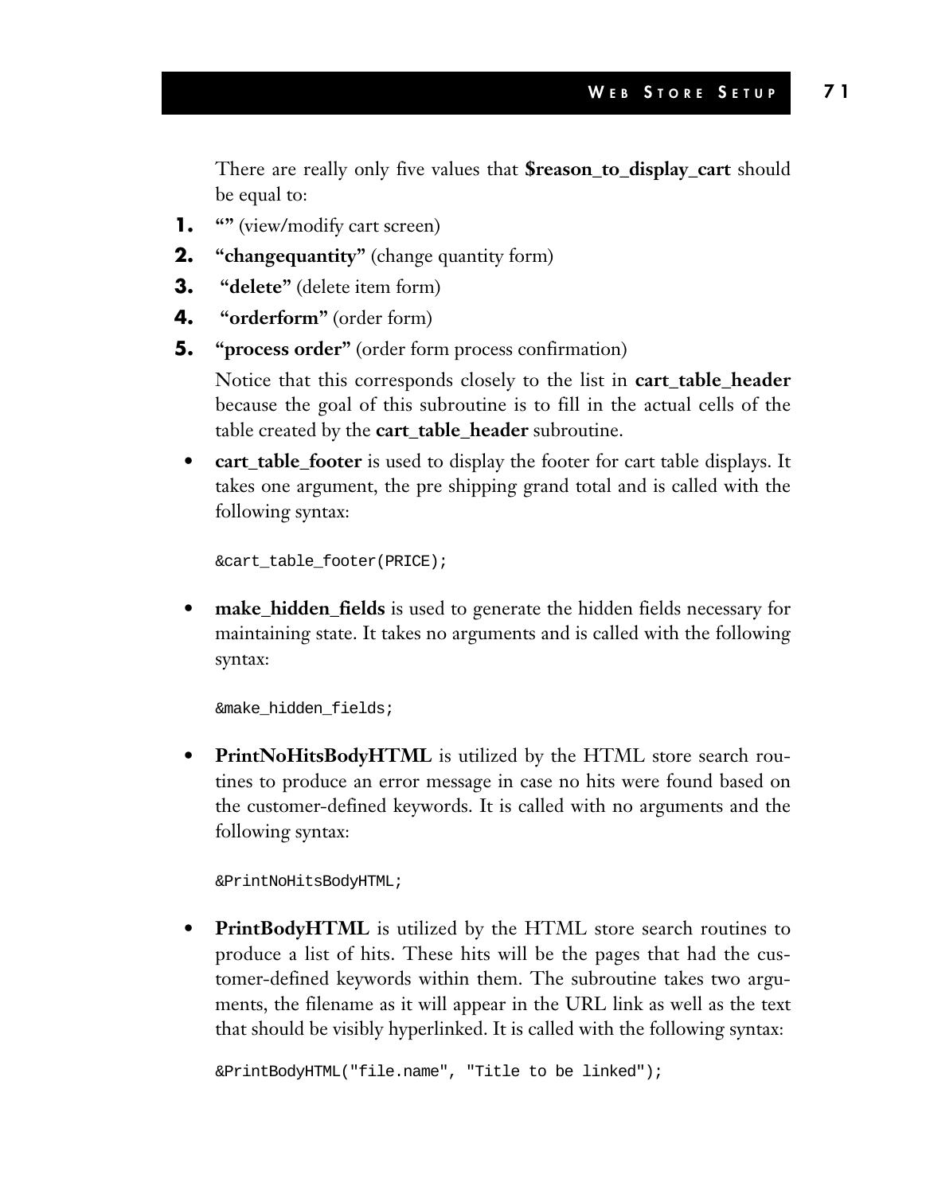There are really only five values that **$reason_to_display_cart** should be equal to:

1. **""** (view/modify cart screen)
2. **"changequantity"** (change quantity form)
3. **"delete"** (delete item form)
4. **"orderform"** (order form)
5. **"process order"** (order form process confirmation)

   Notice that this corresponds closely to the list in **cart_table_header** because the goal of this subroutine is to fill in the actual cells of the table created by the **cart_table_header** subroutine.

- **cart_table_footer** is used to display the footer for cart table displays. It takes one argument, the pre shipping grand total and is called with the following syntax:

```
&cart_table_footer(PRICE);
```

- **make_hidden_fields** is used to generate the hidden fields necessary for maintaining state. It takes no arguments and is called with the following syntax:

```
&make_hidden_fields;
```

- **PrintNoHitsBodyHTML** is utilized by the HTML store search routines to produce an error message in case no hits were found based on the customer-defined keywords. It is called with no arguments and the following syntax:

```
&PrintNoHitsBodyHTML;
```

- **PrintBodyHTML** is utilized by the HTML store search routines to produce a list of hits. These hits will be the pages that had the customer-defined keywords within them. The subroutine takes two arguments, the filename as it will appear in the URL link as well as the text that should be visibly hyperlinked. It is called with the following syntax:

```
&PrintBodyHTML("file.name", "Title to be linked");
```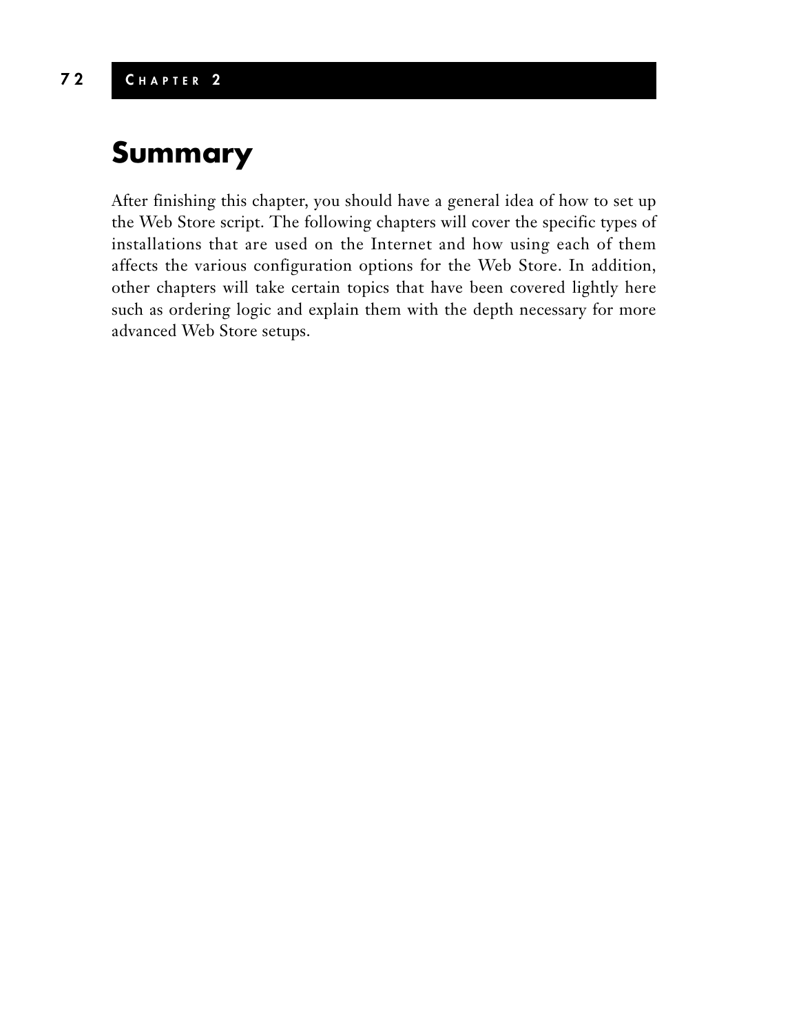## Summary

After finishing this chapter, you should have a general idea of how to set up the Web Store script. The following chapters will cover the specific types of installations that are used on the Internet and how using each of them affects the various configuration options for the Web Store. In addition, other chapters will take certain topics that have been covered lightly here such as ordering logic and explain them with the depth necessary for more advanced Web Store setups.